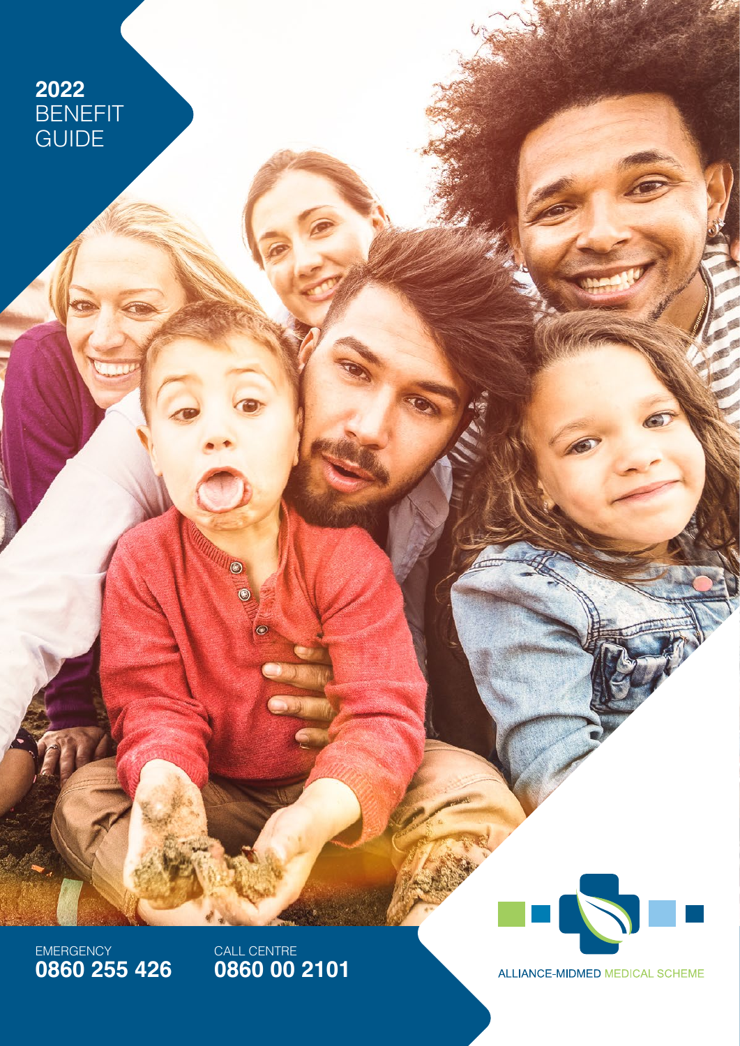# 2022 BENEFIT GUIDE

EMERGENCY
**0860 255 426**

CALL CENTRE
**0860 00 2101**

ALLIANCE-MIDMED MEDICAL SCHEME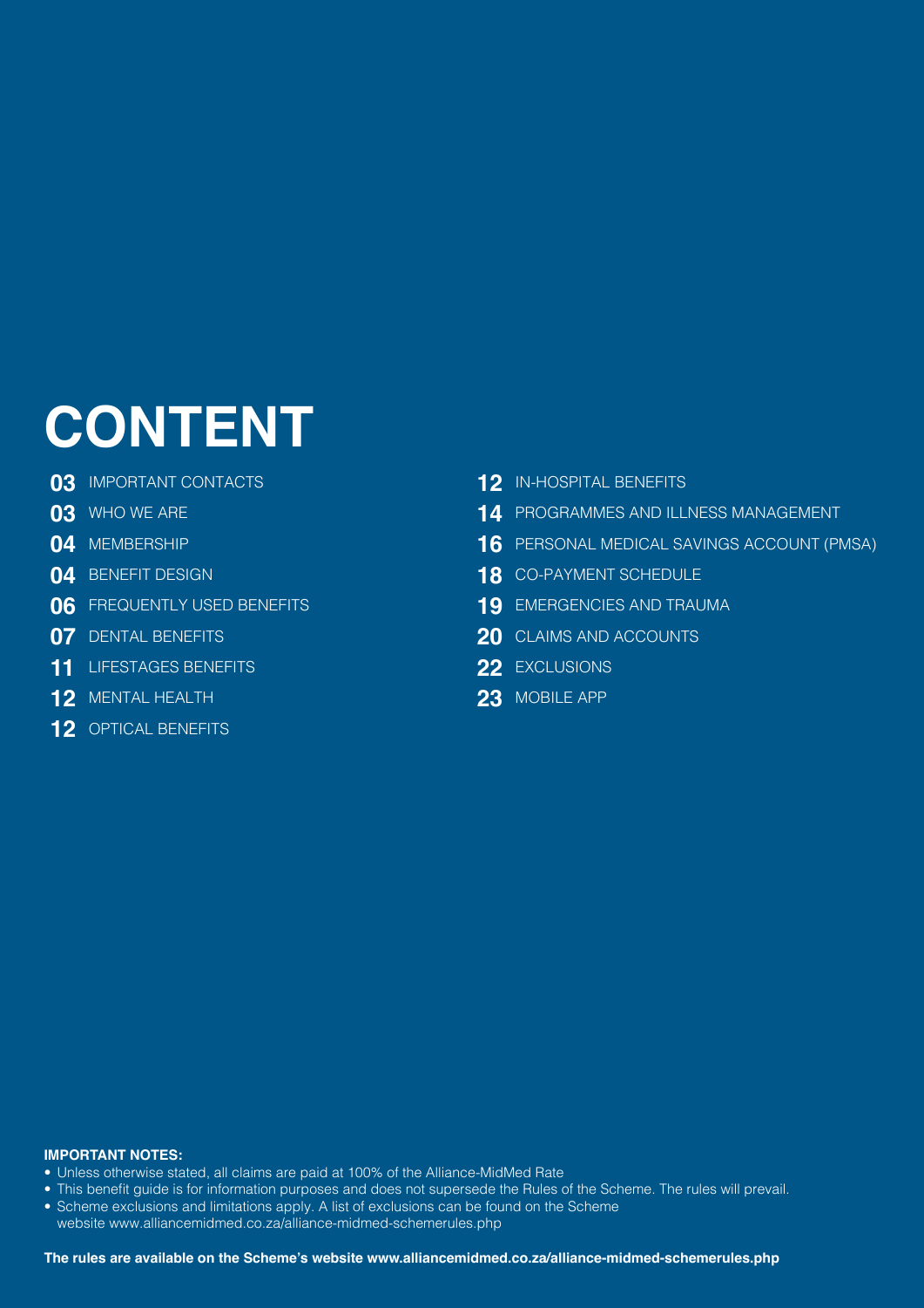# CONTENT

- **03** IMPORTANT CONTACTS
- **03** WHO WE ARE
- **04** MEMBERSHIP
- **04** BENEFIT DESIGN
- **06** FREQUENTLY USED BENEFITS
- **07** DENTAL BENEFITS
- **11** LIFESTAGES BENEFITS
- **12** MENTAL HEALTH
- **12** OPTICAL BENEFITS
- **12** IN-HOSPITAL BENEFITS
- **14** PROGRAMMES AND ILLNESS MANAGEMENT
- **16** PERSONAL MEDICAL SAVINGS ACCOUNT (PMSA)
- **18** CO-PAYMENT SCHEDULE
- **19** EMERGENCIES AND TRAUMA
- **20** CLAIMS AND ACCOUNTS
- **22** EXCLUSIONS
- **23** MOBILE APP

**IMPORTANT NOTES:**

- Unless otherwise stated, all claims are paid at 100% of the Alliance-MidMed Rate
- This benefit guide is for information purposes and does not supersede the Rules of the Scheme. The rules will prevail.
- Scheme exclusions and limitations apply. A list of exclusions can be found on the Scheme website www.alliancemidmed.co.za/alliance-midmed-schemerules.php

**The rules are available on the Scheme's website www.alliancemidmed.co.za/alliance-midmed-schemerules.php**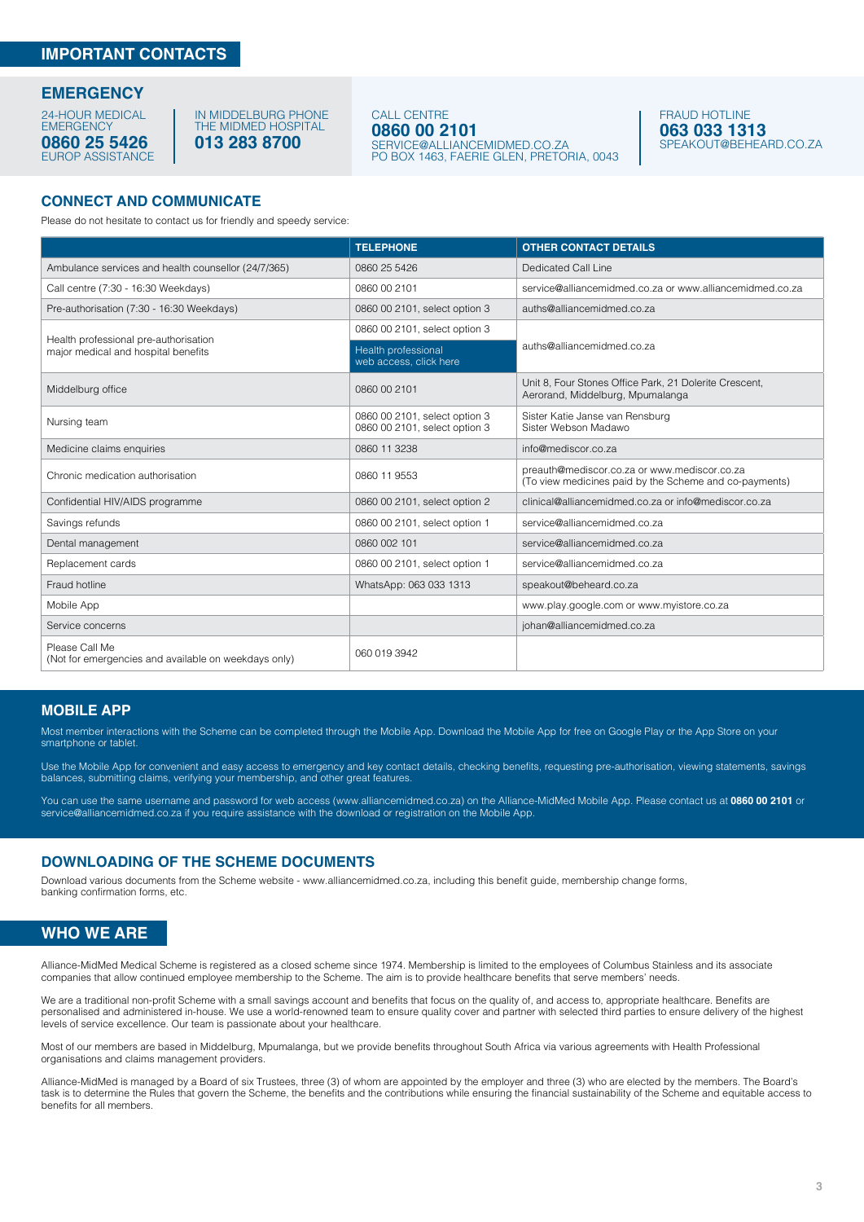# IMPORTANT CONTACTS

## EMERGENCY

24-HOUR MEDICAL EMERGENCY
**0860 25 5426**
EUROP ASSISTANCE

IN MIDDELBURG PHONE THE MIDMED HOSPITAL
**013 283 8700**

CALL CENTRE
**0860 00 2101**
SERVICE@ALLIANCEMIDMED.CO.ZA
PO BOX 1463, FAERIE GLEN, PRETORIA, 0043

FRAUD HOTLINE
**063 033 1313**
SPEAKOUT@BEHEARD.CO.ZA

## CONNECT AND COMMUNICATE

Please do not hesitate to contact us for friendly and speedy service:

| | TELEPHONE | OTHER CONTACT DETAILS |
|---|---|---|
| Ambulance services and health counsellor (24/7/365) | 0860 25 5426 | Dedicated Call Line |
| Call centre (7:30 - 16:30 Weekdays) | 0860 00 2101 | service@alliancemidmed.co.za or www.alliancemidmed.co.za |
| Pre-authorisation (7:30 - 16:30 Weekdays) | 0860 00 2101, select option 3 | auths@alliancemidmed.co.za |
| Health professional pre-authorisation major medical and hospital benefits | 0860 00 2101, select option 3<br>Health professional web access, click here | auths@alliancemidmed.co.za |
| Middelburg office | 0860 00 2101 | Unit 8, Four Stones Office Park, 21 Dolerite Crescent, Aerorand, Middelburg, Mpumalanga |
| Nursing team | 0860 00 2101, select option 3<br>0860 00 2101, select option 3 | Sister Katie Janse van Rensburg<br>Sister Webson Madawo |
| Medicine claims enquiries | 0860 11 3238 | info@mediscor.co.za |
| Chronic medication authorisation | 0860 11 9553 | preauth@mediscor.co.za or www.mediscor.co.za<br>(To view medicines paid by the Scheme and co-payments) |
| Confidential HIV/AIDS programme | 0860 00 2101, select option 2 | clinical@alliancemidmed.co.za or info@mediscor.co.za |
| Savings refunds | 0860 00 2101, select option 1 | service@alliancemidmed.co.za |
| Dental management | 0860 002 101 | service@alliancemidmed.co.za |
| Replacement cards | 0860 00 2101, select option 1 | service@alliancemidmed.co.za |
| Fraud hotline | WhatsApp: 063 033 1313 | speakout@beheard.co.za |
| Mobile App | | www.play.google.com or www.myistore.co.za |
| Service concerns | | johan@alliancemidmed.co.za |
| Please Call Me<br>(Not for emergencies and available on weekdays only) | 060 019 3942 | |

## MOBILE APP

Most member interactions with the Scheme can be completed through the Mobile App. Download the Mobile App for free on Google Play or the App Store on your smartphone or tablet.

Use the Mobile App for convenient and easy access to emergency and key contact details, checking benefits, requesting pre-authorisation, viewing statements, savings balances, submitting claims, verifying your membership, and other great features.

You can use the same username and password for web access (www.alliancemidmed.co.za) on the Alliance-MidMed Mobile App. Please contact us at **0860 00 2101** or service@alliancemidmed.co.za if you require assistance with the download or registration on the Mobile App.

## DOWNLOADING OF THE SCHEME DOCUMENTS

Download various documents from the Scheme website - www.alliancemidmed.co.za, including this benefit guide, membership change forms, banking confirmation forms, etc.

# WHO WE ARE

Alliance-MidMed Medical Scheme is registered as a closed scheme since 1974. Membership is limited to the employees of Columbus Stainless and its associate companies that allow continued employee membership to the Scheme. The aim is to provide healthcare benefits that serve members' needs.

We are a traditional non-profit Scheme with a small savings account and benefits that focus on the quality of, and access to, appropriate healthcare. Benefits are personalised and administered in-house. We use a world-renowned team to ensure quality cover and partner with selected third parties to ensure delivery of the highest levels of service excellence. Our team is passionate about your healthcare.

Most of our members are based in Middelburg, Mpumalanga, but we provide benefits throughout South Africa via various agreements with Health Professional organisations and claims management providers.

Alliance-MidMed is managed by a Board of six Trustees, three (3) of whom are appointed by the employer and three (3) who are elected by the members. The Board's task is to determine the Rules that govern the Scheme, the benefits and the contributions while ensuring the financial sustainability of the Scheme and equitable access to benefits for all members.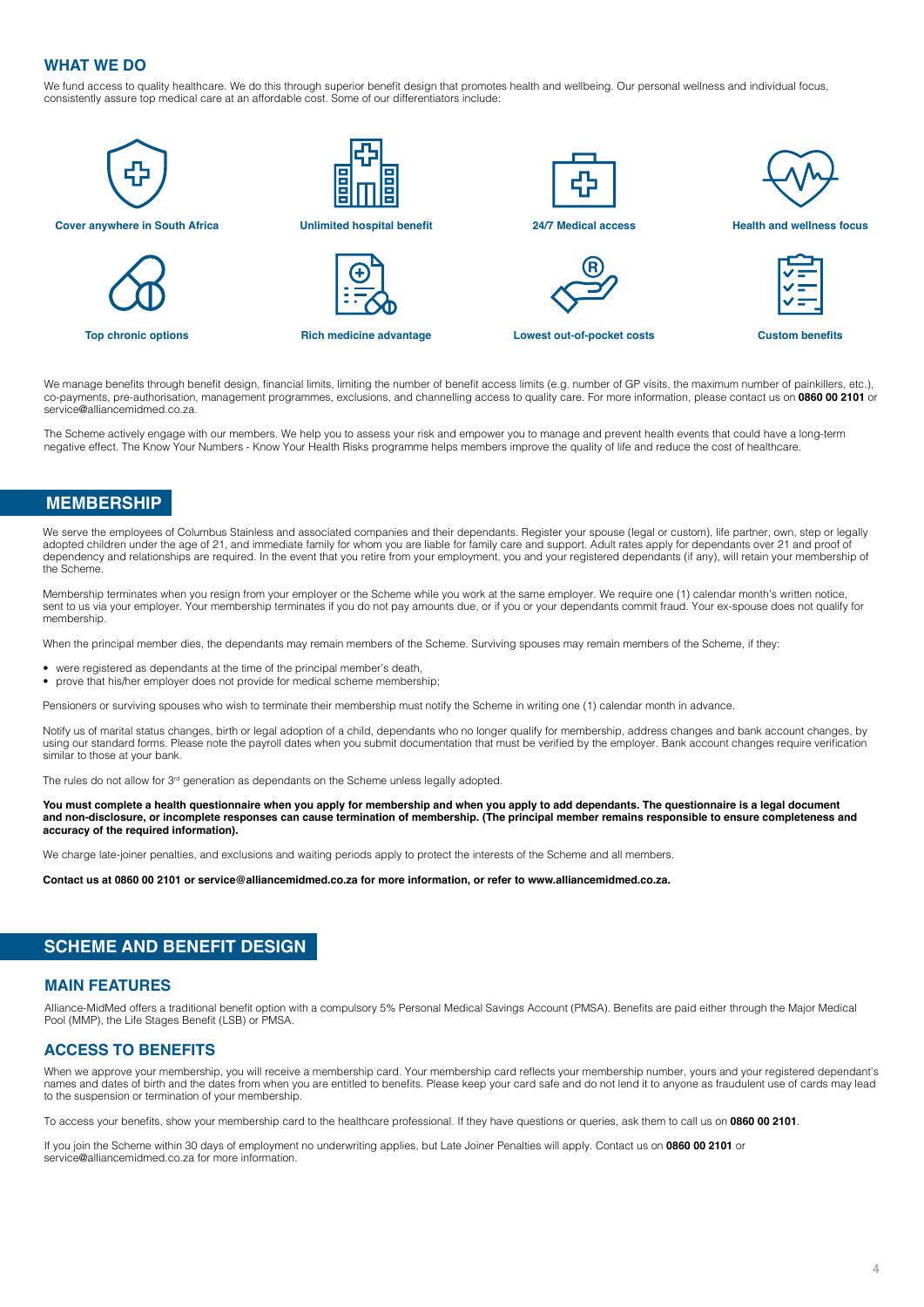## WHAT WE DO

We fund access to quality healthcare. We do this through superior benefit design that promotes health and wellbeing. Our personal wellness and individual focus, consistently assure top medical care at an affordable cost. Some of our differentiators include:

- Cover anywhere in South Africa
- Unlimited hospital benefit
- 24/7 Medical access
- Health and wellness focus
- Top chronic options
- Rich medicine advantage
- Lowest out-of-pocket costs
- Custom benefits

We manage benefits through benefit design, financial limits, limiting the number of benefit access limits (e.g. number of GP visits, the maximum number of painkillers, etc.), co-payments, pre-authorisation, management programmes, exclusions, and channelling access to quality care. For more information, please contact us on **0860 00 2101** or service@alliancemidmed.co.za.

The Scheme actively engage with our members. We help you to assess your risk and empower you to manage and prevent health events that could have a long-term negative effect. The Know Your Numbers - Know Your Health Risks programme helps members improve the quality of life and reduce the cost of healthcare.

# MEMBERSHIP

We serve the employees of Columbus Stainless and associated companies and their dependants. Register your spouse (legal or custom), life partner, own, step or legally adopted children under the age of 21, and immediate family for whom you are liable for family care and support. Adult rates apply for dependants over 21 and proof of dependency and relationships are required. In the event that you retire from your employment, you and your registered dependants (if any), will retain your membership of the Scheme.

Membership terminates when you resign from your employer or the Scheme while you work at the same employer. We require one (1) calendar month's written notice, sent to us via your employer. Your membership terminates if you do not pay amounts due, or if you or your dependants commit fraud. Your ex-spouse does not qualify for membership.

When the principal member dies, the dependants may remain members of the Scheme. Surviving spouses may remain members of the Scheme, if they:

- were registered as dependants at the time of the principal member's death,
- prove that his/her employer does not provide for medical scheme membership;

Pensioners or surviving spouses who wish to terminate their membership must notify the Scheme in writing one (1) calendar month in advance.

Notify us of marital status changes, birth or legal adoption of a child, dependants who no longer qualify for membership, address changes and bank account changes, by using our standard forms. Please note the payroll dates when you submit documentation that must be verified by the employer. Bank account changes require verification similar to those at your bank.

The rules do not allow for 3rd generation as dependants on the Scheme unless legally adopted.

**You must complete a health questionnaire when you apply for membership and when you apply to add dependants. The questionnaire is a legal document and non-disclosure, or incomplete responses can cause termination of membership. (The principal member remains responsible to ensure completeness and accuracy of the required information).**

We charge late-joiner penalties, and exclusions and waiting periods apply to protect the interests of the Scheme and all members.

**Contact us at 0860 00 2101 or service@alliancemidmed.co.za for more information, or refer to www.alliancemidmed.co.za.**

# SCHEME AND BENEFIT DESIGN

## MAIN FEATURES

Alliance-MidMed offers a traditional benefit option with a compulsory 5% Personal Medical Savings Account (PMSA). Benefits are paid either through the Major Medical Pool (MMP), the Life Stages Benefit (LSB) or PMSA.

## ACCESS TO BENEFITS

When we approve your membership, you will receive a membership card. Your membership card reflects your membership number, yours and your registered dependant's names and dates of birth and the dates from when you are entitled to benefits. Please keep your card safe and do not lend it to anyone as fraudulent use of cards may lead to the suspension or termination of your membership.

To access your benefits, show your membership card to the healthcare professional. If they have questions or queries, ask them to call us on **0860 00 2101**.

If you join the Scheme within 30 days of employment no underwriting applies, but Late Joiner Penalties will apply. Contact us on **0860 00 2101** or service@alliancemidmed.co.za for more information.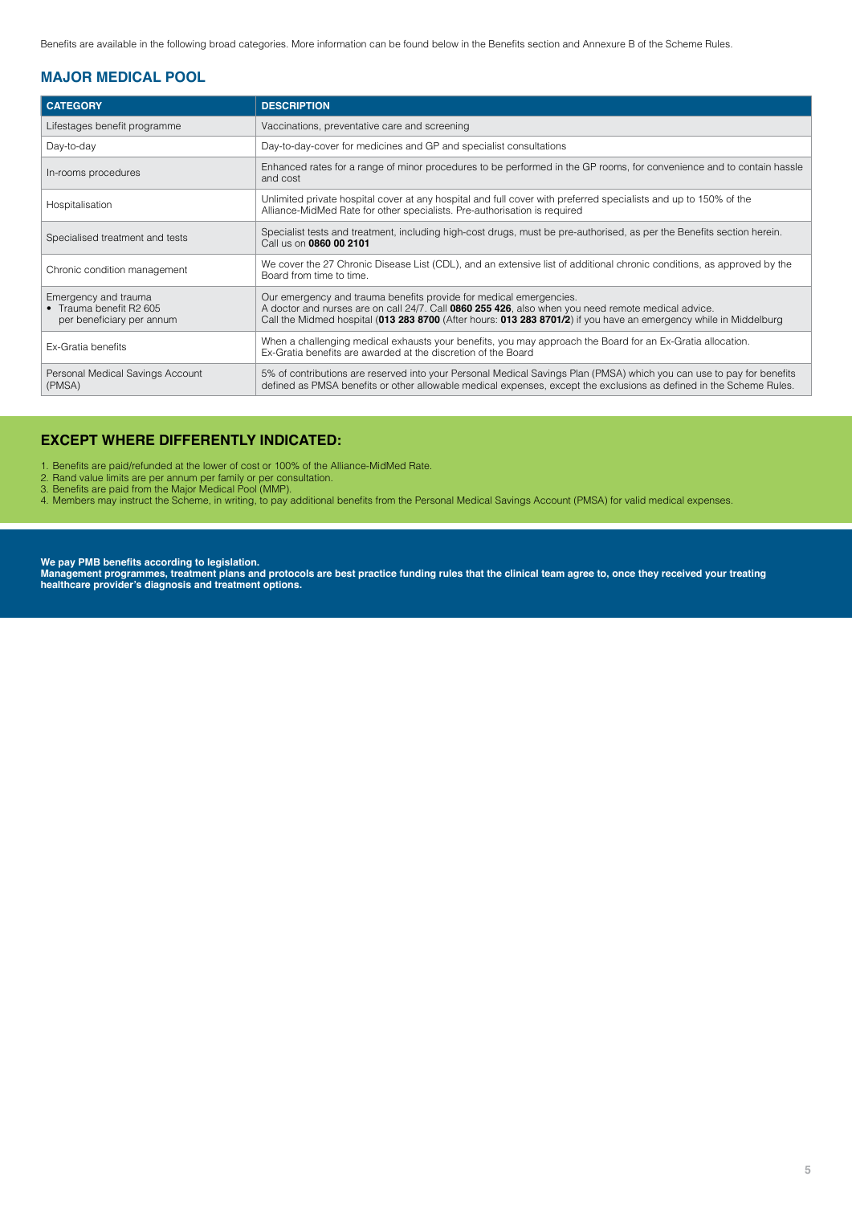Benefits are available in the following broad categories. More information can be found below in the Benefits section and Annexure B of the Scheme Rules.

## MAJOR MEDICAL POOL

| CATEGORY | DESCRIPTION |
|---|---|
| Lifestages benefit programme | Vaccinations, preventative care and screening |
| Day-to-day | Day-to-day-cover for medicines and GP and specialist consultations |
| In-rooms procedures | Enhanced rates for a range of minor procedures to be performed in the GP rooms, for convenience and to contain hassle and cost |
| Hospitalisation | Unlimited private hospital cover at any hospital and full cover with preferred specialists and up to 150% of the Alliance-MidMed Rate for other specialists. Pre-authorisation is required |
| Specialised treatment and tests | Specialist tests and treatment, including high-cost drugs, must be pre-authorised, as per the Benefits section herein. Call us on **0860 00 2101** |
| Chronic condition management | We cover the 27 Chronic Disease List (CDL), and an extensive list of additional chronic conditions, as approved by the Board from time to time. |
| Emergency and trauma<br>• Trauma benefit R2 605 per beneficiary per annum | Our emergency and trauma benefits provide for medical emergencies.<br>A doctor and nurses are on call 24/7. Call **0860 255 426**, also when you need remote medical advice.<br>Call the Midmed hospital (**013 283 8700** (After hours: **013 283 8701/2**) if you have an emergency while in Middelburg |
| Ex-Gratia benefits | When a challenging medical exhausts your benefits, you may approach the Board for an Ex-Gratia allocation.<br>Ex-Gratia benefits are awarded at the discretion of the Board |
| Personal Medical Savings Account (PMSA) | 5% of contributions are reserved into your Personal Medical Savings Plan (PMSA) which you can use to pay for benefits defined as PMSA benefits or other allowable medical expenses, except the exclusions as defined in the Scheme Rules. |

## EXCEPT WHERE DIFFERENTLY INDICATED:

1. Benefits are paid/refunded at the lower of cost or 100% of the Alliance-MidMed Rate.
2. Rand value limits are per annum per family or per consultation.
3. Benefits are paid from the Major Medical Pool (MMP).
4. Members may instruct the Scheme, in writing, to pay additional benefits from the Personal Medical Savings Account (PMSA) for valid medical expenses.

**We pay PMB benefits according to legislation.**
**Management programmes, treatment plans and protocols are best practice funding rules that the clinical team agree to, once they received your treating healthcare provider's diagnosis and treatment options.**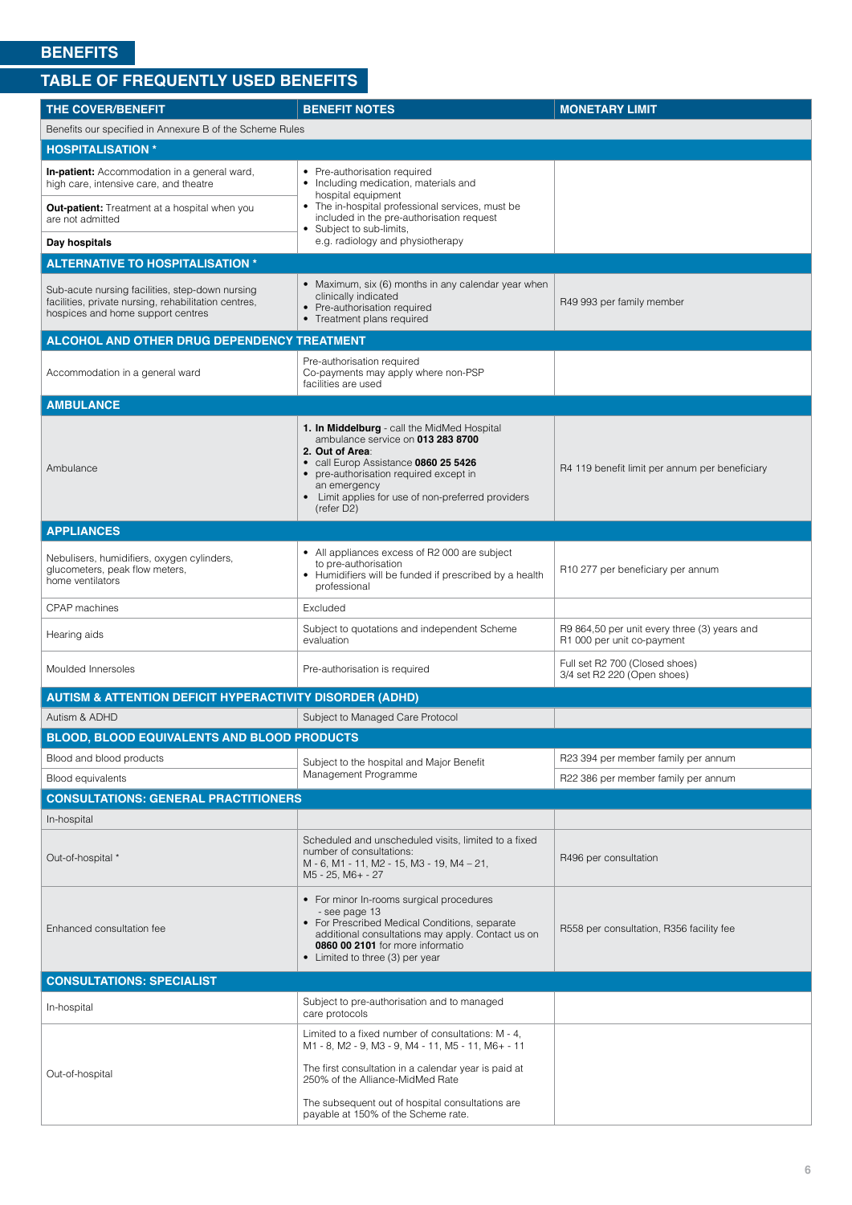# BENEFITS

## TABLE OF FREQUENTLY USED BENEFITS

| THE COVER/BENEFIT | BENEFIT NOTES | MONETARY LIMIT |
|---|---|---|
| Benefits our specified in Annexure B of the Scheme Rules | | |
| **HOSPITALISATION *** | | |
| **In-patient:** Accommodation in a general ward, high care, intensive care, and theatre | • Pre-authorisation required<br>• Including medication, materials and hospital equipment<br>• The in-hospital professional services, must be included in the pre-authorisation request<br>• Subject to sub-limits, e.g. radiology and physiotherapy | |
| **Out-patient:** Treatment at a hospital when you are not admitted | | |
| **Day hospitals** | | |
| **ALTERNATIVE TO HOSPITALISATION *** | | |
| Sub-acute nursing facilities, step-down nursing facilities, private nursing, rehabilitation centres, hospices and home support centres | • Maximum, six (6) months in any calendar year when clinically indicated<br>• Pre-authorisation required<br>• Treatment plans required | R49 993 per family member |
| **ALCOHOL AND OTHER DRUG DEPENDENCY TREATMENT** | | |
| Accommodation in a general ward | Pre-authorisation required<br>Co-payments may apply where non-PSP facilities are used | |
| **AMBULANCE** | | |
| Ambulance | **1. In Middelburg** - call the MidMed Hospital ambulance service on **013 283 8700**<br>**2. Out of Area**:<br>• call Europ Assistance **0860 25 5426**<br>• pre-authorisation required except in an emergency<br>• Limit applies for use of non-preferred providers (refer D2) | R4 119 benefit limit per annum per beneficiary |
| **APPLIANCES** | | |
| Nebulisers, humidifiers, oxygen cylinders, glucometers, peak flow meters, home ventilators | • All appliances excess of R2 000 are subject to pre-authorisation<br>• Humidifiers will be funded if prescribed by a health professional | R10 277 per beneficiary per annum |
| CPAP machines | Excluded | |
| Hearing aids | Subject to quotations and independent Scheme evaluation | R9 864,50 per unit every three (3) years and R1 000 per unit co-payment |
| Moulded Innersoles | Pre-authorisation is required | Full set R2 700 (Closed shoes)<br>3/4 set R2 220 (Open shoes) |
| **AUTISM & ATTENTION DEFICIT HYPERACTIVITY DISORDER (ADHD)** | | |
| Autism & ADHD | Subject to Managed Care Protocol | |
| **BLOOD, BLOOD EQUIVALENTS AND BLOOD PRODUCTS** | | |
| Blood and blood products | Subject to the hospital and Major Benefit Management Programme | R23 394 per member family per annum |
| Blood equivalents | | R22 386 per member family per annum |
| **CONSULTATIONS: GENERAL PRACTITIONERS** | | |
| In-hospital | | |
| Out-of-hospital * | Scheduled and unscheduled visits, limited to a fixed number of consultations:<br>M - 6, M1 - 11, M2 - 15, M3 - 19, M4 – 21, M5 - 25, M6+ - 27 | R496 per consultation |
| Enhanced consultation fee | • For minor In-rooms surgical procedures - see page 13<br>• For Prescribed Medical Conditions, separate additional consultations may apply. Contact us on **0860 00 2101** for more informatio<br>• Limited to three (3) per year | R558 per consultation, R356 facility fee |
| **CONSULTATIONS: SPECIALIST** | | |
| In-hospital | Subject to pre-authorisation and to managed care protocols | |
| Out-of-hospital | Limited to a fixed number of consultations: M - 4, M1 - 8, M2 - 9, M3 - 9, M4 - 11, M5 - 11, M6+ - 11<br><br>The first consultation in a calendar year is paid at 250% of the Alliance-MidMed Rate<br><br>The subsequent out of hospital consultations are payable at 150% of the Scheme rate. | |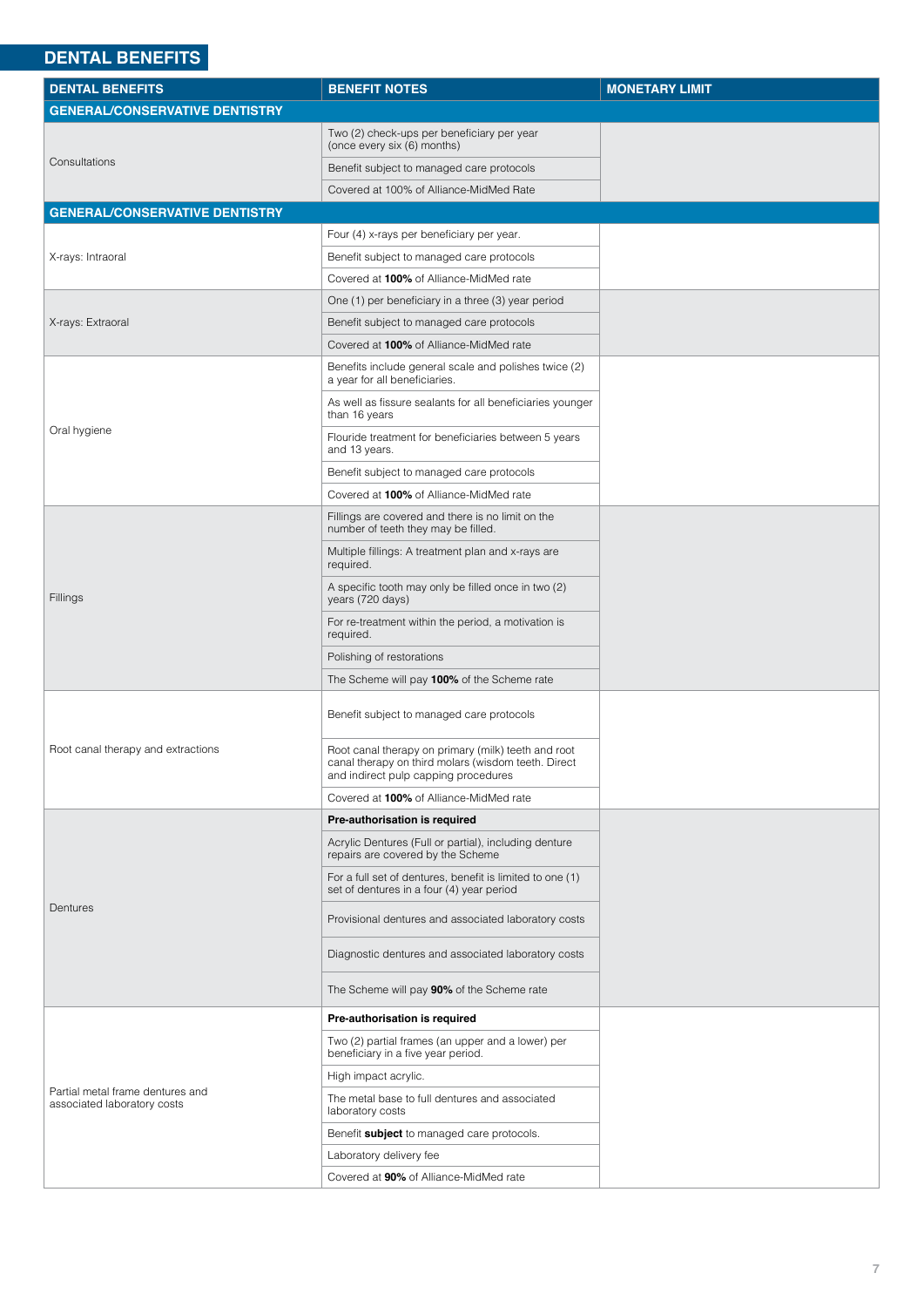## DENTAL BENEFITS

| DENTAL BENEFITS | BENEFIT NOTES | MONETARY LIMIT |
|---|---|---|
| **GENERAL/CONSERVATIVE DENTISTRY** | | |
| Consultations | Two (2) check-ups per beneficiary per year (once every six (6) months) | |
| | Benefit subject to managed care protocols | |
| | Covered at 100% of Alliance-MidMed Rate | |
| **GENERAL/CONSERVATIVE DENTISTRY** | | |
| X-rays: Intraoral | Four (4) x-rays per beneficiary per year. | |
| | Benefit subject to managed care protocols | |
| | Covered at **100%** of Alliance-MidMed rate | |
| X-rays: Extraoral | One (1) per beneficiary in a three (3) year period | |
| | Benefit subject to managed care protocols | |
| | Covered at **100%** of Alliance-MidMed rate | |
| Oral hygiene | Benefits include general scale and polishes twice (2) a year for all beneficiaries. | |
| | As well as fissure sealants for all beneficiaries younger than 16 years | |
| | Flouride treatment for beneficiaries between 5 years and 13 years. | |
| | Benefit subject to managed care protocols | |
| | Covered at **100%** of Alliance-MidMed rate | |
| Fillings | Fillings are covered and there is no limit on the number of teeth they may be filled. | |
| | Multiple fillings: A treatment plan and x-rays are required. | |
| | A specific tooth may only be filled once in two (2) years (720 days) | |
| | For re-treatment within the period, a motivation is required. | |
| | Polishing of restorations | |
| | The Scheme will pay **100%** of the Scheme rate | |
| Root canal therapy and extractions | Benefit subject to managed care protocols | |
| | Root canal therapy on primary (milk) teeth and root canal therapy on third molars (wisdom teeth. Direct and indirect pulp capping procedures | |
| | Covered at **100%** of Alliance-MidMed rate | |
| Dentures | **Pre-authorisation is required** | |
| | Acrylic Dentures (Full or partial), including denture repairs are covered by the Scheme | |
| | For a full set of dentures, benefit is limited to one (1) set of dentures in a four (4) year period | |
| | Provisional dentures and associated laboratory costs | |
| | Diagnostic dentures and associated laboratory costs | |
| | The Scheme will pay **90%** of the Scheme rate | |
| Partial metal frame dentures and associated laboratory costs | **Pre-authorisation is required** | |
| | Two (2) partial frames (an upper and a lower) per beneficiary in a five year period. | |
| | High impact acrylic. | |
| | The metal base to full dentures and associated laboratory costs | |
| | Benefit **subject** to managed care protocols. | |
| | Laboratory delivery fee | |
| | Covered at **90%** of Alliance-MidMed rate | |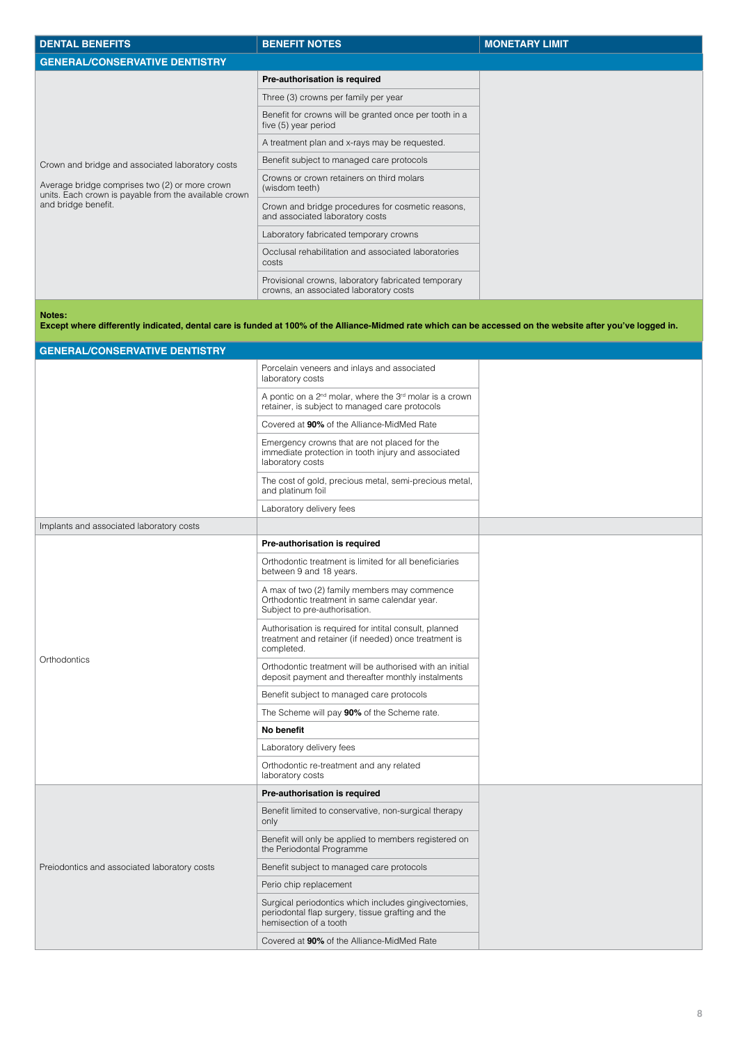| DENTAL BENEFITS | BENEFIT NOTES | MONETARY LIMIT |
|---|---|---|
| **GENERAL/CONSERVATIVE DENTISTRY** | | |
| Crown and bridge and associated laboratory costs<br><br>Average bridge comprises two (2) or more crown units. Each crown is payable from the available crown and bridge benefit. | **Pre-authorisation is required** | |
| | Three (3) crowns per family per year | |
| | Benefit for crowns will be granted once per tooth in a five (5) year period | |
| | A treatment plan and x-rays may be requested. | |
| | Benefit subject to managed care protocols | |
| | Crowns or crown retainers on third molars (wisdom teeth) | |
| | Crown and bridge procedures for cosmetic reasons, and associated laboratory costs | |
| | Laboratory fabricated temporary crowns | |
| | Occlusal rehabilitation and associated laboratories costs | |
| | Provisional crowns, laboratory fabricated temporary crowns, an associated laboratory costs | |

**Notes:**
**Except where differently indicated, dental care is funded at 100% of the Alliance-Midmed rate which can be accessed on the website after you've logged in.**

| DENTAL BENEFITS | BENEFIT NOTES | MONETARY LIMIT |
|---|---|---|
| **GENERAL/CONSERVATIVE DENTISTRY** | | |
| | Porcelain veneers and inlays and associated laboratory costs | |
| | A pontic on a 2[nd] molar, where the 3[rd] molar is a crown retainer, is subject to managed care protocols | |
| | Covered at **90%** of the Alliance-MidMed Rate | |
| | Emergency crowns that are not placed for the immediate protection in tooth injury and associated laboratory costs | |
| | The cost of gold, precious metal, semi-precious metal, and platinum foil | |
| | Laboratory delivery fees | |
| Implants and associated laboratory costs | | |
| Orthodontics | **Pre-authorisation is required** | |
| | Orthodontic treatment is limited for all beneficiaries between 9 and 18 years. | |
| | A max of two (2) family members may commence Orthodontic treatment in same calendar year. Subject to pre-authorisation. | |
| | Authorisation is required for intital consult, planned treatment and retainer (if needed) once treatment is completed. | |
| | Orthodontic treatment will be authorised with an initial deposit payment and thereafter monthly instalments | |
| | Benefit subject to managed care protocols | |
| | The Scheme will pay **90%** of the Scheme rate. | |
| | **No benefit** | |
| | Laboratory delivery fees | |
| | Orthodontic re-treatment and any related laboratory costs | |
| Preiodontics and associated laboratory costs | **Pre-authorisation is required** | |
| | Benefit limited to conservative, non-surgical therapy only | |
| | Benefit will only be applied to members registered on the Periodontal Programme | |
| | Benefit subject to managed care protocols | |
| | Perio chip replacement | |
| | Surgical periodontics which includes gingivectomies, periodontal flap surgery, tissue grafting and the hemisection of a tooth | |
| | Covered at **90%** of the Alliance-MidMed Rate | |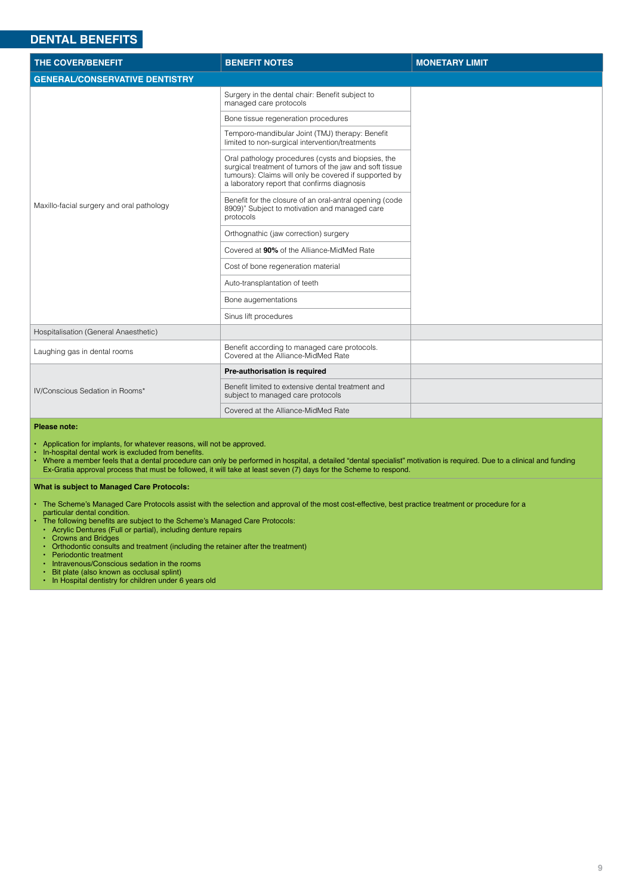## DENTAL BENEFITS

| THE COVER/BENEFIT | BENEFIT NOTES | MONETARY LIMIT |
|---|---|---|
| **GENERAL/CONSERVATIVE DENTISTRY** | | |
| Maxillo-facial surgery and oral pathology | Surgery in the dental chair: Benefit subject to managed care protocols | |
| | Bone tissue regeneration procedures | |
| | Temporo-mandibular Joint (TMJ) therapy: Benefit limited to non-surgical intervention/treatments | |
| | Oral pathology procedures (cysts and biopsies, the surgical treatment of tumors of the jaw and soft tissue tumours): Claims will only be covered if supported by a laboratory report that confirms diagnosis | |
| | Benefit for the closure of an oral-antral opening (code 8909)" Subject to motivation and managed care protocols | |
| | Orthognathic (jaw correction) surgery | |
| | Covered at **90%** of the Alliance-MidMed Rate | |
| | Cost of bone regeneration material | |
| | Auto-transplantation of teeth | |
| | Bone augementations | |
| | Sinus lift procedures | |
| Hospitalisation (General Anaesthetic) | | |
| Laughing gas in dental rooms | Benefit according to managed care protocols. Covered at the Alliance-MidMed Rate | |
| IV/Conscious Sedation in Rooms* | **Pre-authorisation is required** | |
| | Benefit limited to extensive dental treatment and subject to managed care protocols | |
| | Covered at the Alliance-MidMed Rate | |

**Please note:**

- Application for implants, for whatever reasons, will not be approved.
- In-hospital dental work is excluded from benefits.
- Where a member feels that a dental procedure can only be performed in hospital, a detailed "dental specialist" motivation is required. Due to a clinical and funding Ex-Gratia approval process that must be followed, it will take at least seven (7) days for the Scheme to respond.

**What is subject to Managed Care Protocols:**

- The Scheme's Managed Care Protocols assist with the selection and approval of the most cost-effective, best practice treatment or procedure for a particular dental condition.
- The following benefits are subject to the Scheme's Managed Care Protocols:
  - Acrylic Dentures (Full or partial), including denture repairs
  - Crowns and Bridges
  - Orthodontic consults and treatment (including the retainer after the treatment)
  - Periodontic treatment
  - Intravenous/Conscious sedation in the rooms
  - Bit plate (also known as occlusal splint)
  - In Hospital dentistry for children under 6 years old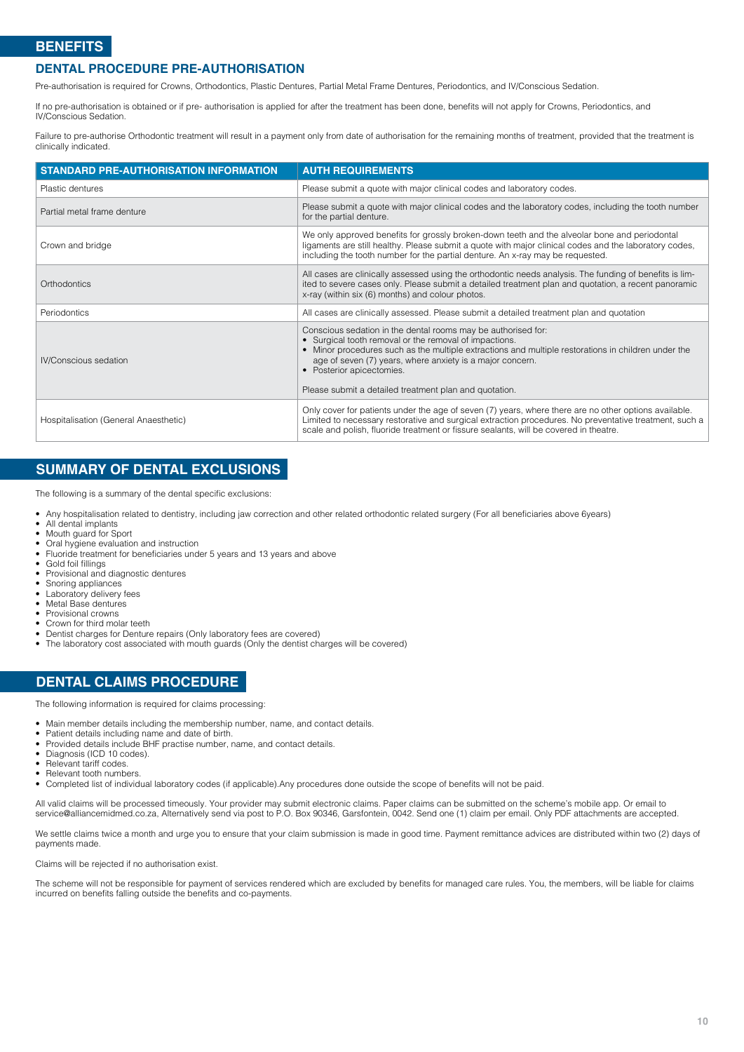# BENEFITS

## DENTAL PROCEDURE PRE-AUTHORISATION

Pre-authorisation is required for Crowns, Orthodontics, Plastic Dentures, Partial Metal Frame Dentures, Periodontics, and IV/Conscious Sedation.

If no pre-authorisation is obtained or if pre- authorisation is applied for after the treatment has been done, benefits will not apply for Crowns, Periodontics, and IV/Conscious Sedation.

Failure to pre-authorise Orthodontic treatment will result in a payment only from date of authorisation for the remaining months of treatment, provided that the treatment is clinically indicated.

| STANDARD PRE-AUTHORISATION INFORMATION | AUTH REQUIREMENTS |
|---|---|
| Plastic dentures | Please submit a quote with major clinical codes and laboratory codes. |
| Partial metal frame denture | Please submit a quote with major clinical codes and the laboratory codes, including the tooth number for the partial denture. |
| Crown and bridge | We only approved benefits for grossly broken-down teeth and the alveolar bone and periodontal ligaments are still healthy. Please submit a quote with major clinical codes and the laboratory codes, including the tooth number for the partial denture. An x-ray may be requested. |
| Orthodontics | All cases are clinically assessed using the orthodontic needs analysis. The funding of benefits is limited to severe cases only. Please submit a detailed treatment plan and quotation, a recent panoramic x-ray (within six (6) months) and colour photos. |
| Periodontics | All cases are clinically assessed. Please submit a detailed treatment plan and quotation |
| IV/Conscious sedation | Conscious sedation in the dental rooms may be authorised for: • Surgical tooth removal or the removal of impactions. • Minor procedures such as the multiple extractions and multiple restorations in children under the age of seven (7) years, where anxiety is a major concern. • Posterior apicectomies. Please submit a detailed treatment plan and quotation. |
| Hospitalisation (General Anaesthetic) | Only cover for patients under the age of seven (7) years, where there are no other options available. Limited to necessary restorative and surgical extraction procedures. No preventative treatment, such a scale and polish, fluoride treatment or fissure sealants, will be covered in theatre. |

# SUMMARY OF DENTAL EXCLUSIONS

The following is a summary of the dental specific exclusions:

- Any hospitalisation related to dentistry, including jaw correction and other related orthodontic related surgery (For all beneficiaries above 6years)
- All dental implants
- Mouth guard for Sport
- Oral hygiene evaluation and instruction
- Fluoride treatment for beneficiaries under 5 years and 13 years and above
- Gold foil fillings
- Provisional and diagnostic dentures
- Snoring appliances
- Laboratory delivery fees
- Metal Base dentures
- Provisional crowns
- Crown for third molar teeth
- Dentist charges for Denture repairs (Only laboratory fees are covered)
- The laboratory cost associated with mouth guards (Only the dentist charges will be covered)

# DENTAL CLAIMS PROCEDURE

The following information is required for claims processing:

- Main member details including the membership number, name, and contact details.
- Patient details including name and date of birth.
- Provided details include BHF practise number, name, and contact details.
- Diagnosis (ICD 10 codes).
- Relevant tariff codes.
- Relevant tooth numbers.
- Completed list of individual laboratory codes (if applicable).Any procedures done outside the scope of benefits will not be paid.

All valid claims will be processed timeously. Your provider may submit electronic claims. Paper claims can be submitted on the scheme's mobile app. Or email to service@alliancemidmed.co.za, Alternatively send via post to P.O. Box 90346, Garsfontein, 0042. Send one (1) claim per email. Only PDF attachments are accepted.

We settle claims twice a month and urge you to ensure that your claim submission is made in good time. Payment remittance advices are distributed within two (2) days of payments made.

Claims will be rejected if no authorisation exist.

The scheme will not be responsible for payment of services rendered which are excluded by benefits for managed care rules. You, the members, will be liable for claims incurred on benefits falling outside the benefits and co-payments.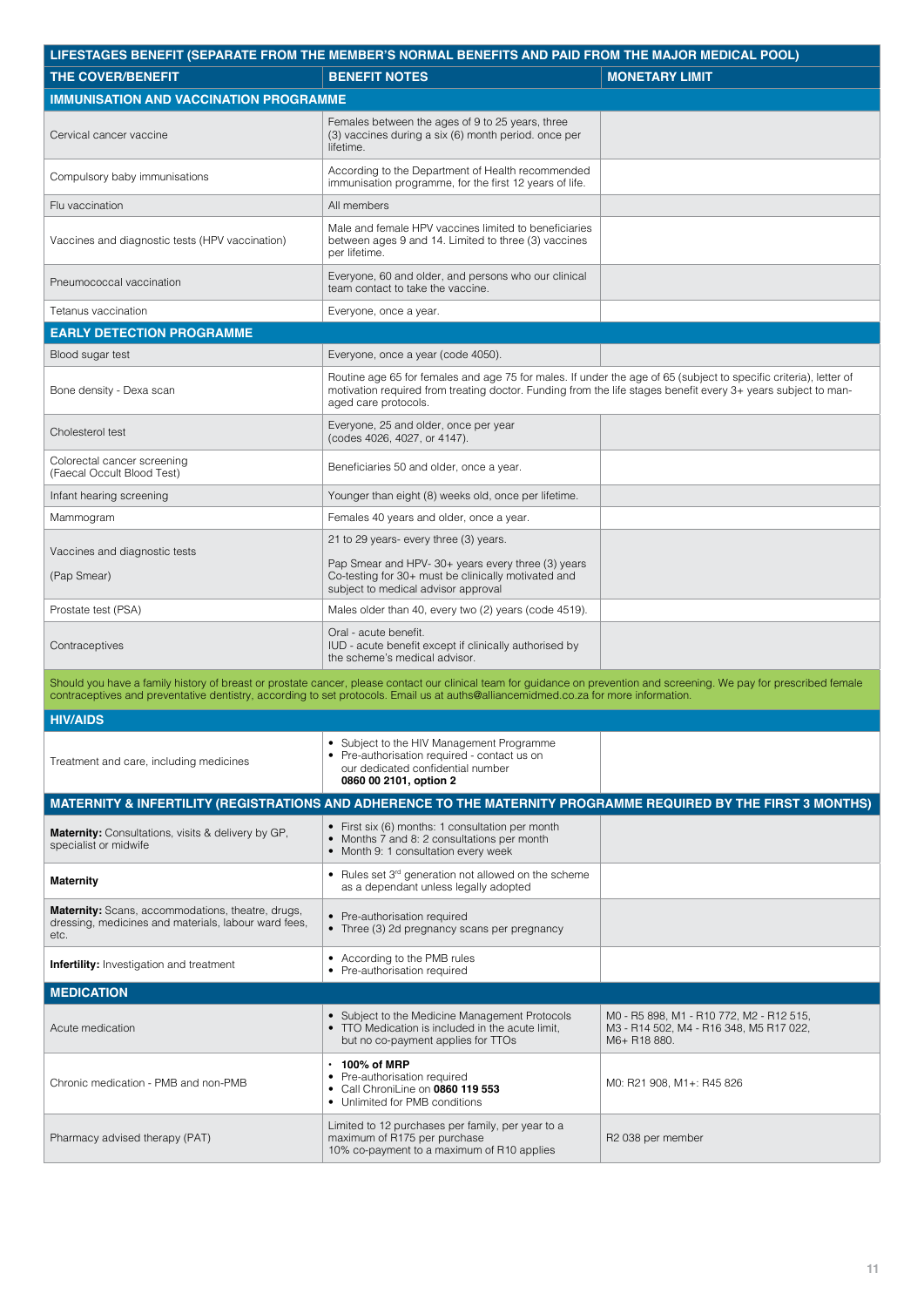| LIFESTAGES BENEFIT (SEPARATE FROM THE MEMBER'S NORMAL BENEFITS AND PAID FROM THE MAJOR MEDICAL POOL) | | |
|---|---|---|
| **THE COVER/BENEFIT** | **BENEFIT NOTES** | **MONETARY LIMIT** |
| **IMMUNISATION AND VACCINATION PROGRAMME** | | |
| Cervical cancer vaccine | Females between the ages of 9 to 25 years, three (3) vaccines during a six (6) month period. once per lifetime. | |
| Compulsory baby immunisations | According to the Department of Health recommended immunisation programme, for the first 12 years of life. | |
| Flu vaccination | All members | |
| Vaccines and diagnostic tests (HPV vaccination) | Male and female HPV vaccines limited to beneficiaries between ages 9 and 14. Limited to three (3) vaccines per lifetime. | |
| Pneumococcal vaccination | Everyone, 60 and older, and persons who our clinical team contact to take the vaccine. | |
| Tetanus vaccination | Everyone, once a year. | |
| **EARLY DETECTION PROGRAMME** | | |
| Blood sugar test | Everyone, once a year (code 4050). | |
| Bone density - Dexa scan | Routine age 65 for females and age 75 for males. If under the age of 65 (subject to specific criteria), letter of motivation required from treating doctor. Funding from the life stages benefit every 3+ years subject to man-aged care protocols. | |
| Cholesterol test | Everyone, 25 and older, once per year (codes 4026, 4027, or 4147). | |
| Colorectal cancer screening (Faecal Occult Blood Test) | Beneficiaries 50 and older, once a year. | |
| Infant hearing screening | Younger than eight (8) weeks old, once per lifetime. | |
| Mammogram | Females 40 years and older, once a year. | |
| Vaccines and diagnostic tests (Pap Smear) | 21 to 29 years- every three (3) years. Pap Smear and HPV- 30+ years every three (3) years Co-testing for 30+ must be clinically motivated and subject to medical advisor approval | |
| Prostate test (PSA) | Males older than 40, every two (2) years (code 4519). | |
| Contraceptives | Oral - acute benefit. IUD - acute benefit except if clinically authorised by the scheme's medical advisor. | |
| Should you have a family history of breast or prostate cancer, please contact our clinical team for guidance on prevention and screening. We pay for prescribed female contraceptives and preventative dentistry, according to set protocols. Email us at auths@alliancemidmed.co.za for more information. | | |
| **HIV/AIDS** | | |
| Treatment and care, including medicines | • Subject to the HIV Management Programme<br>• Pre-authorisation required - contact us on our dedicated confidential number **0860 00 2101, option 2** | |
| **MATERNITY & INFERTILITY (REGISTRATIONS AND ADHERENCE TO THE MATERNITY PROGRAMME REQUIRED BY THE FIRST 3 MONTHS)** | | |
| **Maternity:** Consultations, visits & delivery by GP, specialist or midwife | • First six (6) months: 1 consultation per month<br>• Months 7 and 8: 2 consultations per month<br>• Month 9: 1 consultation every week | |
| **Maternity** | • Rules set 3rd generation not allowed on the scheme as a dependant unless legally adopted | |
| **Maternity:** Scans, accommodations, theatre, drugs, dressing, medicines and materials, labour ward fees, etc. | • Pre-authorisation required<br>• Three (3) 2d pregnancy scans per pregnancy | |
| **Infertility:** Investigation and treatment | • According to the PMB rules<br>• Pre-authorisation required | |
| **MEDICATION** | | |
| Acute medication | • Subject to the Medicine Management Protocols<br>• TTO Medication is included in the acute limit, but no co-payment applies for TTOs | M0 - R5 898, M1 - R10 772, M2 - R12 515, M3 - R14 502, M4 - R16 348, M5 R17 022, M6+ R18 880. |
| Chronic medication - PMB and non-PMB | • **100% of MRP**<br>• Pre-authorisation required<br>• Call ChroniLine on **0860 119 553**<br>• Unlimited for PMB conditions | M0: R21 908, M1+: R45 826 |
| Pharmacy advised therapy (PAT) | Limited to 12 purchases per family, per year to a maximum of R175 per purchase<br>10% co-payment to a maximum of R10 applies | R2 038 per member |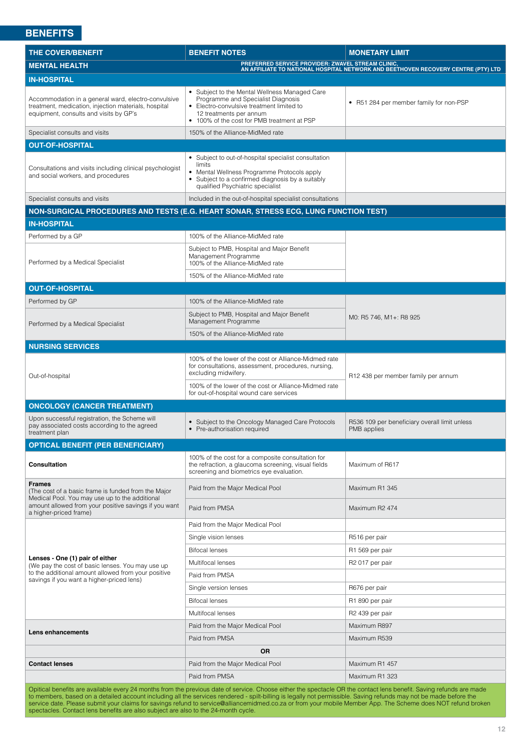## BENEFITS

| THE COVER/BENEFIT | BENEFIT NOTES | MONETARY LIMIT |
|---|---|---|
| **MENTAL HEALTH** | **PREFERRED SERVICE PROVIDER: ZWAVEL STREAM CLINIC, AN AFFILIATE TO NATIONAL HOSPITAL NETWORK AND BEETHOVEN RECOVERY CENTRE (PTY) LTD** | |
| **IN-HOSPITAL** | | |
| Accommodation in a general ward, electro-convulsive treatment, medication, injection materials, hospital equipment, consults and visits by GP's | • Subject to the Mental Wellness Managed Care Programme and Specialist Diagnosis<br>• Electro-convulsive treatment limited to 12 treatments per annum<br>• 100% of the cost for PMB treatment at PSP | • R51 284 per member family for non-PSP |
| Specialist consults and visits | 150% of the Alliance-MidMed rate | |
| **OUT-OF-HOSPITAL** | | |
| Consultations and visits including clinical psychologist and social workers, and procedures | • Subject to out-of-hospital specialist consultation limits<br>• Mental Wellness Programme Protocols apply<br>• Subject to a confirmed diagnosis by a suitably qualified Psychiatric specialist | |
| Specialist consults and visits | Included in the out-of-hospital specialist consultations | |
| **NON-SURGICAL PROCEDURES AND TESTS (E.G. HEART SONAR, STRESS ECG, LUNG FUNCTION TEST)** | | |
| **IN-HOSPITAL** | | |
| Performed by a GP | 100% of the Alliance-MidMed rate | |
| Performed by a Medical Specialist | Subject to PMB, Hospital and Major Benefit Management Programme<br>100% of the Alliance-MidMed rate | |
| | 150% of the Alliance-MidMed rate | |
| **OUT-OF-HOSPITAL** | | |
| Performed by GP | 100% of the Alliance-MidMed rate | M0: R5 746, M1+: R8 925 |
| Performed by a Medical Specialist | Subject to PMB, Hospital and Major Benefit Management Programme | |
| | 150% of the Alliance-MidMed rate | |
| **NURSING SERVICES** | | |
| Out-of-hospital | 100% of the lower of the cost or Alliance-Midmed rate for consultations, assessment, procedures, nursing, excluding midwifery. | R12 438 per member family per annum |
| | 100% of the lower of the cost or Alliance-Midmed rate for out-of-hospital wound care services | |
| **ONCOLOGY (CANCER TREATMENT)** | | |
| Upon successful registration, the Scheme will pay associated costs according to the agreed treatment plan | • Subject to the Oncology Managed Care Protocols<br>• Pre-authorisation required | R536 109 per beneficiary overall limit unless PMB applies |
| **OPTICAL BENEFIT (PER BENEFICIARY)** | | |
| **Consultation** | 100% of the cost for a composite consultation for the refraction, a glaucoma screening, visual fields screening and biometrics eye evaluation. | Maximum of R617 |
| **Frames**<br>(The cost of a basic frame is funded from the Major Medical Pool. You may use up to the additional amount allowed from your positive savings if you want a higher-priced frame) | Paid from the Major Medical Pool | Maximum R1 345 |
| | Paid from PMSA | Maximum R2 474 |
| **Lenses - One (1) pair of either**<br>(We pay the cost of basic lenses. You may use up to the additional amount allowed from your positive savings if you want a higher-priced lens) | Paid from the Major Medical Pool | |
| | Single vision lenses | R516 per pair |
| | Bifocal lenses | R1 569 per pair |
| | Multifocal lenses | R2 017 per pair |
| | Paid from PMSA | |
| | Single version lenses | R676 per pair |
| | Bifocal lenses | R1 890 per pair |
| | Multifocal lenses | R2 439 per pair |
| **Lens enhancements** | Paid from the Major Medical Pool | Maximum R897 |
| | Paid from PMSA | Maximum R539 |
| | **OR** | |
| **Contact lenses** | Paid from the Major Medical Pool | Maximum R1 457 |
| | Paid from PMSA | Maximum R1 323 |

Optical benefits are available every 24 months from the previous date of service. Choose either the spectacle OR the contact lens benefit. Saving refunds are made to members, based on a detailed account including all the services rendered - spilt-billing is legally not permissible. Saving refunds may not be made before the service date. Please submit your claims for savings refund to service@alliancemidmed.co.za or from your mobile Member App. The Scheme does NOT refund broken spectacles. Contact lens benefits are also subject are also to the 24-month cycle.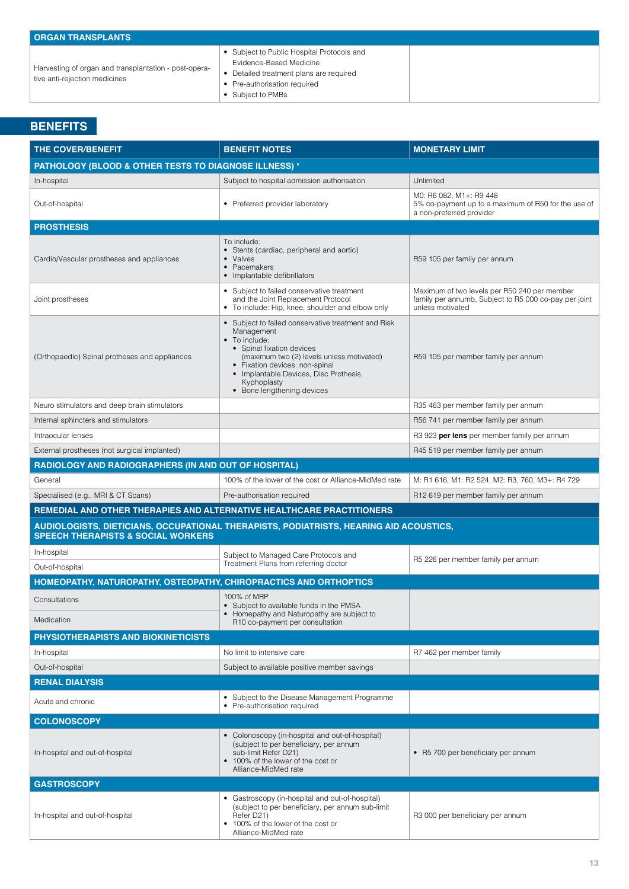| ORGAN TRANSPLANTS | | |
|---|---|---|
| Harvesting of organ and transplantation - post-operative anti-rejection medicines | • Subject to Public Hospital Protocols and Evidence-Based Medicine<br>• Detailed treatment plans are required<br>• Pre-authorisation required<br>• Subject to PMBs | |

## BENEFITS

| THE COVER/BENEFIT | BENEFIT NOTES | MONETARY LIMIT |
|---|---|---|
| **PATHOLOGY (BLOOD & OTHER TESTS TO DIAGNOSE ILLNESS) *** | | |
| In-hospital | Subject to hospital admission authorisation | Unlimited |
| Out-of-hospital | • Preferred provider laboratory | M0: R6 082, M1+: R9 448<br>5% co-payment up to a maximum of R50 for the use of a non-preferred provider |
| **PROSTHESIS** | | |
| Cardio/Vascular prostheses and appliances | To include:<br>• Stents (cardiac, peripheral and aortic)<br>• Valves<br>• Pacemakers<br>• Implantable defibrillators | R59 105 per family per annum |
| Joint prostheses | • Subject to failed conservative treatment and the Joint Replacement Protocol<br>• To include: Hip, knee, shoulder and elbow only | Maximum of two levels per R50 240 per member family per annumb, Subject to R5 000 co-pay per joint unless motivated |
| (Orthopaedic) Spinal protheses and appliances | • Subject to failed conservative treatment and Risk Management<br>• To include:<br>  • Spinal fixation devices (maximum two (2) levels unless motivated)<br>  • Fixation devices: non-spinal<br>  • Implantable Devices, Disc Prothesis, Kyphoplasty<br>  • Bone lengthening devices | R59 105 per member family per annum |
| Neuro stimulators and deep brain stimulators | | R35 463 per member family per annum |
| Internal sphincters and stimulators | | R56 741 per member family per annum |
| Intraocular lenses | | R3 923 **per lens** per member family per annum |
| External prostheses (not surgical implanted) | | R45 519 per member family per annum |
| **RADIOLOGY AND RADIOGRAPHERS (IN AND OUT OF HOSPITAL)** | | |
| General | 100% of the lower of the cost or Alliance-MidMed rate | M: R1 616, M1: R2 524, M2: R3, 760, M3+: R4 729 |
| Specialised (e.g., MRI & CT Scans) | Pre-authorisation required | R12 619 per member family per annum |
| **REMEDIAL AND OTHER THERAPIES AND ALTERNATIVE HEALTHCARE PRACTITIONERS** | | |
| **AUDIOLOGISTS, DIETICIANS, OCCUPATIONAL THERAPISTS, PODIATRISTS, HEARING AID ACOUSTICS, SPEECH THERAPISTS & SOCIAL WORKERS** | | |
| In-hospital | Subject to Managed Care Protocols and Treatment Plans from referring doctor | R5 226 per member family per annum |
| Out-of-hospital | | |
| **HOMEOPATHY, NATUROPATHY, OSTEOPATHY, CHIROPRACTICS AND ORTHOPTICS** | | |
| Consultations | 100% of MRP<br>• Subject to available funds in the PMSA<br>• Homepathy and Naturopathy are subject to R10 co-payment per consultation | |
| Medication | | |
| **PHYSIOTHERAPISTS AND BIOKINETICISTS** | | |
| In-hospital | No limit to intensive care | R7 462 per member family |
| Out-of-hospital | Subject to available positive member savings | |
| **RENAL DIALYSIS** | | |
| Acute and chronic | • Subject to the Disease Management Programme<br>• Pre-authorisation required | |
| **COLONOSCOPY** | | |
| In-hospital and out-of-hospital | • Colonoscopy (in-hospital and out-of-hospital) (subject to per beneficiary, per annum sub-limit Refer D21)<br>• 100% of the lower of the cost or Alliance-MidMed rate | • R5 700 per beneficiary per annum |
| **GASTROSCOPY** | | |
| In-hospital and out-of-hospital | • Gastroscopy (in-hospital and out-of-hospital) (subject to per beneficiary, per annum sub-limit Refer D21)<br>• 100% of the lower of the cost or Alliance-MidMed rate | R3 000 per beneficiary per annum |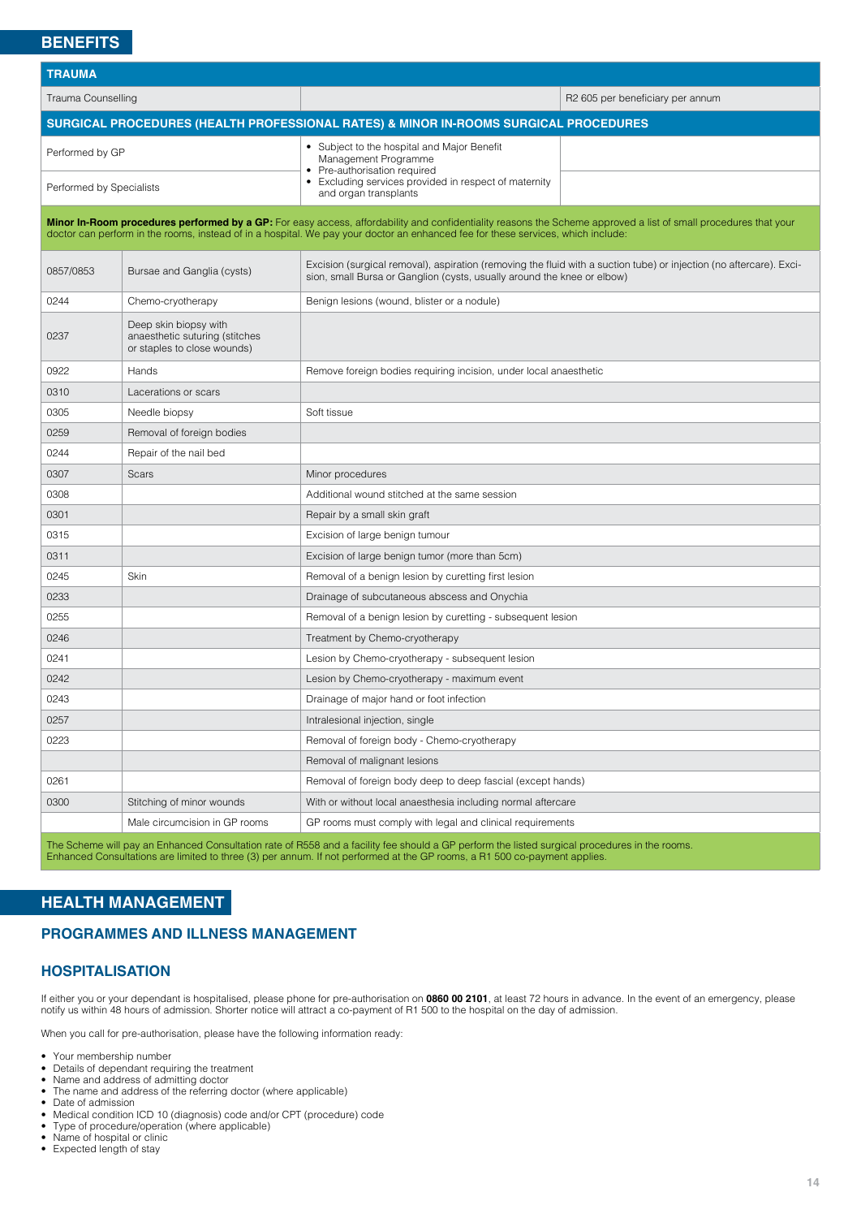## BENEFITS

| TRAUMA | | |
|---|---|---|
| Trauma Counselling | | R2 605 per beneficiary per annum |

| SURGICAL PROCEDURES (HEALTH PROFESSIONAL RATES) & MINOR IN-ROOMS SURGICAL PROCEDURES | | |
|---|---|---|
| Performed by GP | • Subject to the hospital and Major Benefit Management Programme<br>• Pre-authorisation required<br>• Excluding services provided in respect of maternity and organ transplants | |
| Performed by Specialists | | |

**Minor In-Room procedures performed by a GP:** For easy access, affordability and confidentiality reasons the Scheme approved a list of small procedures that your doctor can perform in the rooms, instead of in a hospital. We pay your doctor an enhanced fee for these services, which include:

| | | |
|---|---|---|
| 0857/0853 | Bursae and Ganglia (cysts) | Excision (surgical removal), aspiration (removing the fluid with a suction tube) or injection (no aftercare). Excision, small Bursa or Ganglion (cysts, usually around the knee or elbow) |
| 0244 | Chemo-cryotherapy | Benign lesions (wound, blister or a nodule) |
| 0237 | Deep skin biopsy with anaesthetic suturing (stitches or staples to close wounds) | |
| 0922 | Hands | Remove foreign bodies requiring incision, under local anaesthetic |
| 0310 | Lacerations or scars | |
| 0305 | Needle biopsy | Soft tissue |
| 0259 | Removal of foreign bodies | |
| 0244 | Repair of the nail bed | |
| 0307 | Scars | Minor procedures |
| 0308 | | Additional wound stitched at the same session |
| 0301 | | Repair by a small skin graft |
| 0315 | | Excision of large benign tumour |
| 0311 | | Excision of large benign tumor (more than 5cm) |
| 0245 | Skin | Removal of a benign lesion by curetting first lesion |
| 0233 | | Drainage of subcutaneous abscess and Onychia |
| 0255 | | Removal of a benign lesion by curetting - subsequent lesion |
| 0246 | | Treatment by Chemo-cryotherapy |
| 0241 | | Lesion by Chemo-cryotherapy - subsequent lesion |
| 0242 | | Lesion by Chemo-cryotherapy - maximum event |
| 0243 | | Drainage of major hand or foot infection |
| 0257 | | Intralesional injection, single |
| 0223 | | Removal of foreign body - Chemo-cryotherapy |
| | | Removal of malignant lesions |
| 0261 | | Removal of foreign body deep to deep fascial (except hands) |
| 0300 | Stitching of minor wounds | With or without local anaesthesia including normal aftercare |
| | Male circumcision in GP rooms | GP rooms must comply with legal and clinical requirements |

The Scheme will pay an Enhanced Consultation rate of R558 and a facility fee should a GP perform the listed surgical procedures in the rooms. Enhanced Consultations are limited to three (3) per annum. If not performed at the GP rooms, a R1 500 co-payment applies.

## HEALTH MANAGEMENT

### PROGRAMMES AND ILLNESS MANAGEMENT

### HOSPITALISATION

If either you or your dependant is hospitalised, please phone for pre-authorisation on **0860 00 2101**, at least 72 hours in advance. In the event of an emergency, please notify us within 48 hours of admission. Shorter notice will attract a co-payment of R1 500 to the hospital on the day of admission.

When you call for pre-authorisation, please have the following information ready:

- Your membership number
- Details of dependant requiring the treatment
- Name and address of admitting doctor
- The name and address of the referring doctor (where applicable)
- Date of admission
- Medical condition ICD 10 (diagnosis) code and/or CPT (procedure) code
- Type of procedure/operation (where applicable)
- Name of hospital or clinic
- Expected length of stay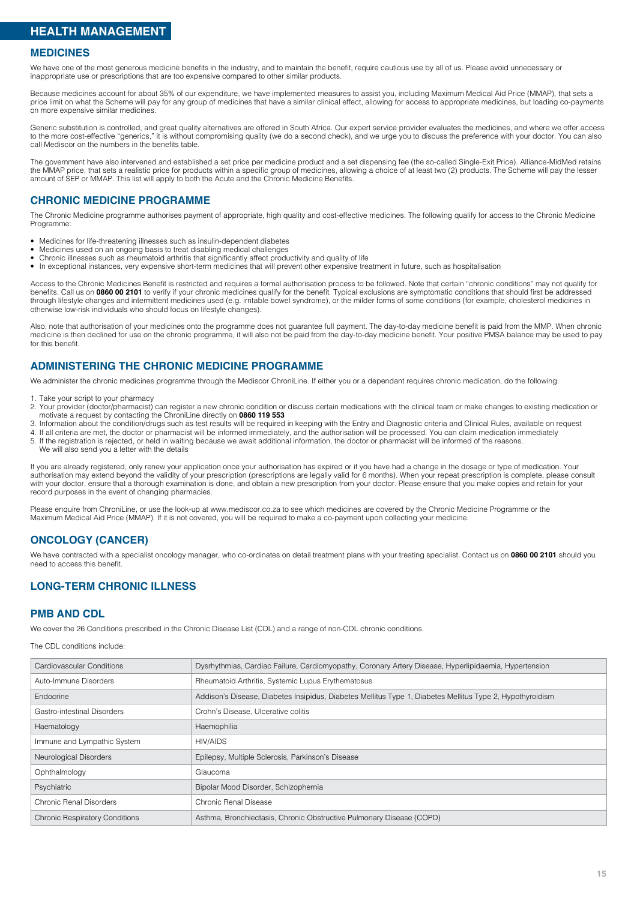# HEALTH MANAGEMENT

## MEDICINES

We have one of the most generous medicine benefits in the industry, and to maintain the benefit, require cautious use by all of us. Please avoid unnecessary or inappropriate use or prescriptions that are too expensive compared to other similar products.

Because medicines account for about 35% of our expenditure, we have implemented measures to assist you, including Maximum Medical Aid Price (MMAP), that sets a price limit on what the Scheme will pay for any group of medicines that have a similar clinical effect, allowing for access to appropriate medicines, but loading co-payments on more expensive similar medicines.

Generic substitution is controlled, and great quality alternatives are offered in South Africa. Our expert service provider evaluates the medicines, and where we offer access to the more cost-effective "generics," it is without compromising quality (we do a second check), and we urge you to discuss the preference with your doctor. You can also call Mediscor on the numbers in the benefits table.

The government have also intervened and established a set price per medicine product and a set dispensing fee (the so-called Single-Exit Price). Alliance-MidMed retains the MMAP price, that sets a realistic price for products within a specific group of medicines, allowing a choice of at least two (2) products. The Scheme will pay the lesser amount of SEP or MMAP. This list will apply to both the Acute and the Chronic Medicine Benefits.

## CHRONIC MEDICINE PROGRAMME

The Chronic Medicine programme authorises payment of appropriate, high quality and cost-effective medicines. The following qualify for access to the Chronic Medicine Programme:

- Medicines for life-threatening illnesses such as insulin-dependent diabetes
- Medicines used on an ongoing basis to treat disabling medical challenges
- Chronic illnesses such as rheumatoid arthritis that significantly affect productivity and quality of life
- In exceptional instances, very expensive short-term medicines that will prevent other expensive treatment in future, such as hospitalisation

Access to the Chronic Medicines Benefit is restricted and requires a formal authorisation process to be followed. Note that certain "chronic conditions" may not qualify for benefits. Call us on **0860 00 2101** to verify if your chronic medicines qualify for the benefit. Typical exclusions are symptomatic conditions that should first be addressed through lifestyle changes and intermittent medicines used (e.g. irritable bowel syndrome), or the milder forms of some conditions (for example, cholesterol medicines in otherwise low-risk individuals who should focus on lifestyle changes).

Also, note that authorisation of your medicines onto the programme does not guarantee full payment. The day-to-day medicine benefit is paid from the MMP. When chronic medicine is then declined for use on the chronic programme, it will also not be paid from the day-to-day medicine benefit. Your positive PMSA balance may be used to pay for this benefit.

## ADMINISTERING THE CHRONIC MEDICINE PROGRAMME

We administer the chronic medicines programme through the Mediscor ChroniLine. If either you or a dependant requires chronic medication, do the following:

1. Take your script to your pharmacy
2. Your provider (doctor/pharmacist) can register a new chronic condition or discuss certain medications with the clinical team or make changes to existing medication or motivate a request by contacting the ChroniLine directly on **0860 119 553**
3. Information about the condition/drugs such as test results will be required in keeping with the Entry and Diagnostic criteria and Clinical Rules, available on request
4. If all criteria are met, the doctor or pharmacist will be informed immediately, and the authorisation will be processed. You can claim medication immediately
5. If the registration is rejected, or held in waiting because we await additional information, the doctor or pharmacist will be informed of the reasons.
   We will also send you a letter with the details

If you are already registered, only renew your application once your authorisation has expired or if you have had a change in the dosage or type of medication. Your authorisation may extend beyond the validity of your prescription (prescriptions are legally valid for 6 months). When your repeat prescription is complete, please consult with your doctor, ensure that a thorough examination is done, and obtain a new prescription from your doctor. Please ensure that you make copies and retain for your record purposes in the event of changing pharmacies.

Please enquire from ChroniLine, or use the look-up at www.mediscor.co.za to see which medicines are covered by the Chronic Medicine Programme or the Maximum Medical Aid Price (MMAP). If it is not covered, you will be required to make a co-payment upon collecting your medicine.

## ONCOLOGY (CANCER)

We have contracted with a specialist oncology manager, who co-ordinates on detail treatment plans with your treating specialist. Contact us on **0860 00 2101** should you need to access this benefit.

## LONG-TERM CHRONIC ILLNESS

## PMB AND CDL

We cover the 26 Conditions prescribed in the Chronic Disease List (CDL) and a range of non-CDL chronic conditions.

The CDL conditions include:

| | |
|---|---|
| Cardiovascular Conditions | Dysrhythmias, Cardiac Failure, Cardiomyopathy, Coronary Artery Disease, Hyperlipidaemia, Hypertension |
| Auto-Immune Disorders | Rheumatoid Arthritis, Systemic Lupus Erythematosus |
| Endocrine | Addison's Disease, Diabetes Insipidus, Diabetes Mellitus Type 1, Diabetes Mellitus Type 2, Hypothyroidism |
| Gastro-intestinal Disorders | Crohn's Disease, Ulcerative colitis |
| Haematology | Haemophilia |
| Immune and Lympathic System | HIV/AIDS |
| Neurological Disorders | Epilepsy, Multiple Sclerosis, Parkinson's Disease |
| Ophthalmology | Glaucoma |
| Psychiatric | Bipolar Mood Disorder, Schizophernia |
| Chronic Renal Disorders | Chronic Renal Disease |
| Chronic Respiratory Conditions | Asthma, Bronchiectasis, Chronic Obstructive Pulmonary Disease (COPD) |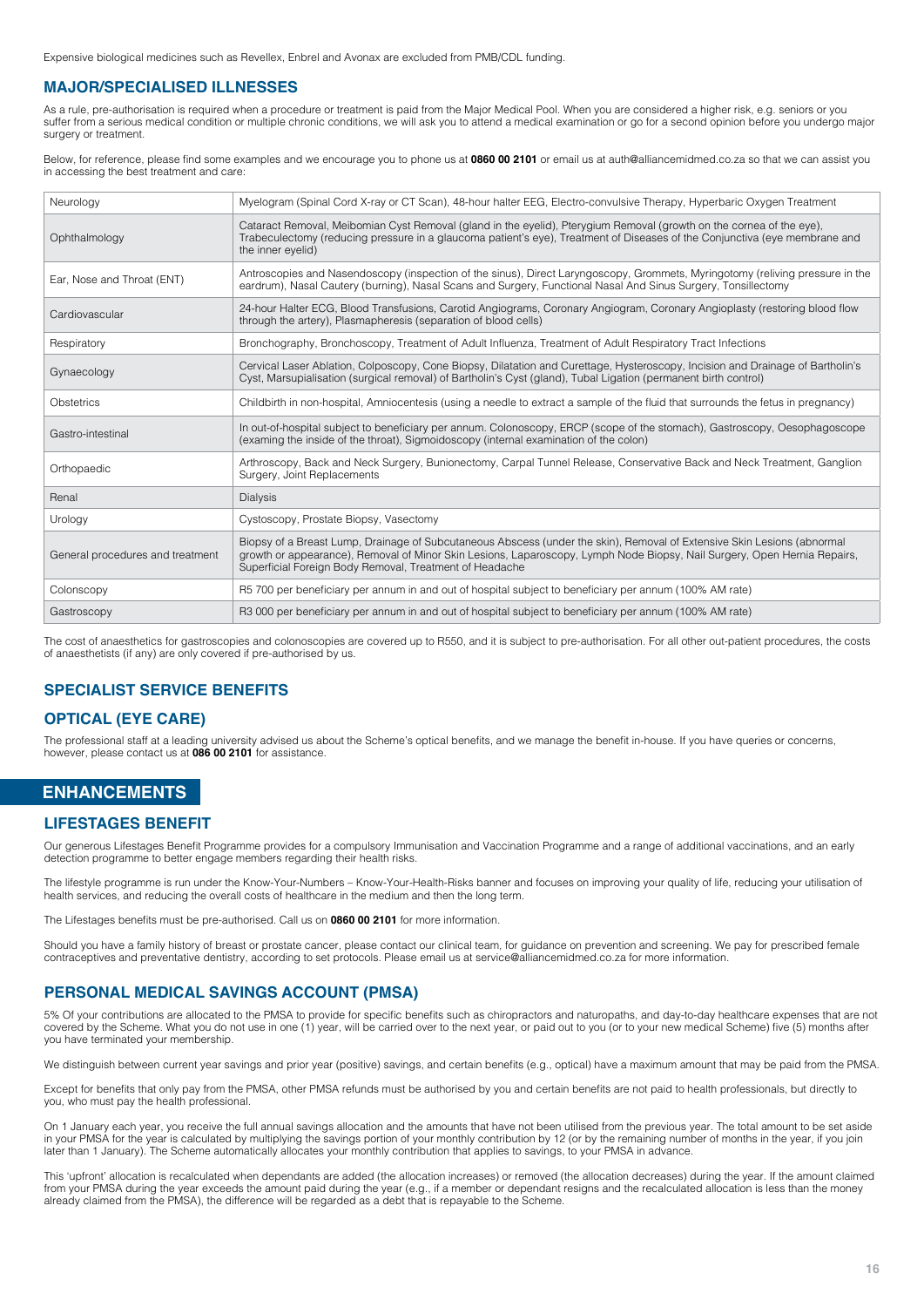Expensive biological medicines such as Revellex, Enbrel and Avonax are excluded from PMB/CDL funding.

## MAJOR/SPECIALISED ILLNESSES

As a rule, pre-authorisation is required when a procedure or treatment is paid from the Major Medical Pool. When you are considered a higher risk, e.g. seniors or you suffer from a serious medical condition or multiple chronic conditions, we will ask you to attend a medical examination or go for a second opinion before you undergo major surgery or treatment.

Below, for reference, please find some examples and we encourage you to phone us at **0860 00 2101** or email us at auth@alliancemidmed.co.za so that we can assist you in accessing the best treatment and care:

| | |
|---|---|
| Neurology | Myelogram (Spinal Cord X-ray or CT Scan), 48-hour halter EEG, Electro-convulsive Therapy, Hyperbaric Oxygen Treatment |
| Ophthalmology | Cataract Removal, Meibomian Cyst Removal (gland in the eyelid), Pterygium Removal (growth on the cornea of the eye), Trabeculectomy (reducing pressure in a glaucoma patient's eye), Treatment of Diseases of the Conjunctiva (eye membrane and the inner eyelid) |
| Ear, Nose and Throat (ENT) | Antroscopies and Nasendoscopy (inspection of the sinus), Direct Laryngoscopy, Grommets, Myringotomy (reliving pressure in the eardrum), Nasal Cautery (burning), Nasal Scans and Surgery, Functional Nasal And Sinus Surgery, Tonsillectomy |
| Cardiovascular | 24-hour Halter ECG, Blood Transfusions, Carotid Angiograms, Coronary Angiogram, Coronary Angioplasty (restoring blood flow through the artery), Plasmapheresis (separation of blood cells) |
| Respiratory | Bronchography, Bronchoscopy, Treatment of Adult Influenza, Treatment of Adult Respiratory Tract Infections |
| Gynaecology | Cervical Laser Ablation, Colposcopy, Cone Biopsy, Dilatation and Curettage, Hysteroscopy, Incision and Drainage of Bartholin's Cyst, Marsupialisation (surgical removal) of Bartholin's Cyst (gland), Tubal Ligation (permanent birth control) |
| Obstetrics | Childbirth in non-hospital, Amniocentesis (using a needle to extract a sample of the fluid that surrounds the fetus in pregnancy) |
| Gastro-intestinal | In out-of-hospital subject to beneficiary per annum. Colonoscopy, ERCP (scope of the stomach), Gastroscopy, Oesophagoscope (examing the inside of the throat), Sigmoidoscopy (internal examination of the colon) |
| Orthopaedic | Arthroscopy, Back and Neck Surgery, Bunionectomy, Carpal Tunnel Release, Conservative Back and Neck Treatment, Ganglion Surgery, Joint Replacements |
| Renal | Dialysis |
| Urology | Cystoscopy, Prostate Biopsy, Vasectomy |
| General procedures and treatment | Biopsy of a Breast Lump, Drainage of Subcutaneous Abscess (under the skin), Removal of Extensive Skin Lesions (abnormal growth or appearance), Removal of Minor Skin Lesions, Laparoscopy, Lymph Node Biopsy, Nail Surgery, Open Hernia Repairs, Superficial Foreign Body Removal, Treatment of Headache |
| Colonscopy | R5 700 per beneficiary per annum in and out of hospital subject to beneficiary per annum (100% AM rate) |
| Gastroscopy | R3 000 per beneficiary per annum in and out of hospital subject to beneficiary per annum (100% AM rate) |

The cost of anaesthetics for gastroscopies and colonoscopies are covered up to R550, and it is subject to pre-authorisation. For all other out-patient procedures, the costs of anaesthetists (if any) are only covered if pre-authorised by us.

## SPECIALIST SERVICE BENEFITS

## OPTICAL (EYE CARE)

The professional staff at a leading university advised us about the Scheme's optical benefits, and we manage the benefit in-house. If you have queries or concerns, however, please contact us at **086 00 2101** for assistance.

# ENHANCEMENTS

## LIFESTAGES BENEFIT

Our generous Lifestages Benefit Programme provides for a compulsory Immunisation and Vaccination Programme and a range of additional vaccinations, and an early detection programme to better engage members regarding their health risks.

The lifestyle programme is run under the Know-Your-Numbers – Know-Your-Health-Risks banner and focuses on improving your quality of life, reducing your utilisation of health services, and reducing the overall costs of healthcare in the medium and then the long term.

The Lifestages benefits must be pre-authorised. Call us on **0860 00 2101** for more information.

Should you have a family history of breast or prostate cancer, please contact our clinical team, for guidance on prevention and screening. We pay for prescribed female contraceptives and preventative dentistry, according to set protocols. Please email us at service@alliancemidmed.co.za for more information.

## PERSONAL MEDICAL SAVINGS ACCOUNT (PMSA)

5% Of your contributions are allocated to the PMSA to provide for specific benefits such as chiropractors and naturopaths, and day-to-day healthcare expenses that are not covered by the Scheme. What you do not use in one (1) year, will be carried over to the next year, or paid out to you (or to your new medical Scheme) five (5) months after you have terminated your membership.

We distinguish between current year savings and prior year (positive) savings, and certain benefits (e.g., optical) have a maximum amount that may be paid from the PMSA.

Except for benefits that only pay from the PMSA, other PMSA refunds must be authorised by you and certain benefits are not paid to health professionals, but directly to you, who must pay the health professional.

On 1 January each year, you receive the full annual savings allocation and the amounts that have not been utilised from the previous year. The total amount to be set aside in your PMSA for the year is calculated by multiplying the savings portion of your monthly contribution by 12 (or by the remaining number of months in the year, if you join later than 1 January). The Scheme automatically allocates your monthly contribution that applies to savings, to your PMSA in advance.

This 'upfront' allocation is recalculated when dependants are added (the allocation increases) or removed (the allocation decreases) during the year. If the amount claimed from your PMSA during the year exceeds the amount paid during the year (e.g., if a member or dependant resigns and the recalculated allocation is less than the money already claimed from the PMSA), the difference will be regarded as a debt that is repayable to the Scheme.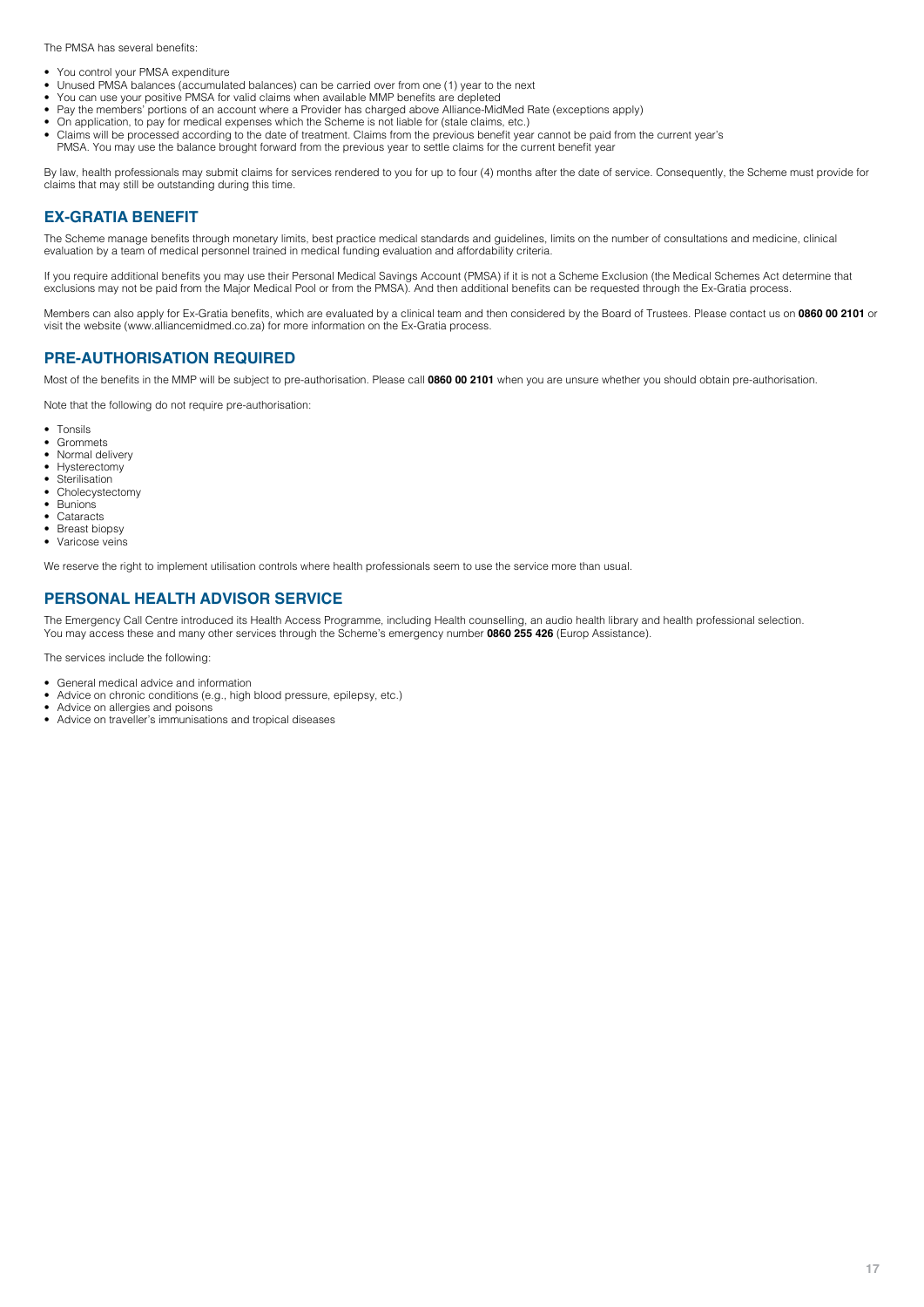The PMSA has several benefits:

- You control your PMSA expenditure
- Unused PMSA balances (accumulated balances) can be carried over from one (1) year to the next
- You can use your positive PMSA for valid claims when available MMP benefits are depleted
- Pay the members' portions of an account where a Provider has charged above Alliance-MidMed Rate (exceptions apply)
- On application, to pay for medical expenses which the Scheme is not liable for (stale claims, etc.)
- Claims will be processed according to the date of treatment. Claims from the previous benefit year cannot be paid from the current year's PMSA. You may use the balance brought forward from the previous year to settle claims for the current benefit year

By law, health professionals may submit claims for services rendered to you for up to four (4) months after the date of service. Consequently, the Scheme must provide for claims that may still be outstanding during this time.

## EX-GRATIA BENEFIT

The Scheme manage benefits through monetary limits, best practice medical standards and guidelines, limits on the number of consultations and medicine, clinical evaluation by a team of medical personnel trained in medical funding evaluation and affordability criteria.

If you require additional benefits you may use their Personal Medical Savings Account (PMSA) if it is not a Scheme Exclusion (the Medical Schemes Act determine that exclusions may not be paid from the Major Medical Pool or from the PMSA). And then additional benefits can be requested through the Ex-Gratia process.

Members can also apply for Ex-Gratia benefits, which are evaluated by a clinical team and then considered by the Board of Trustees. Please contact us on **0860 00 2101** or visit the website (www.alliancemidmed.co.za) for more information on the Ex-Gratia process.

## PRE-AUTHORISATION REQUIRED

Most of the benefits in the MMP will be subject to pre-authorisation. Please call **0860 00 2101** when you are unsure whether you should obtain pre-authorisation.

Note that the following do not require pre-authorisation:

- Tonsils
- Grommets
- Normal delivery
- Hysterectomy
- Sterilisation
- Cholecystectomy
- Bunions
- Cataracts
- Breast biopsy
- Varicose veins

We reserve the right to implement utilisation controls where health professionals seem to use the service more than usual.

## PERSONAL HEALTH ADVISOR SERVICE

The Emergency Call Centre introduced its Health Access Programme, including Health counselling, an audio health library and health professional selection. You may access these and many other services through the Scheme's emergency number **0860 255 426** (Europ Assistance).

The services include the following:

- General medical advice and information
- Advice on chronic conditions (e.g., high blood pressure, epilepsy, etc.)
- Advice on allergies and poisons
- Advice on traveller's immunisations and tropical diseases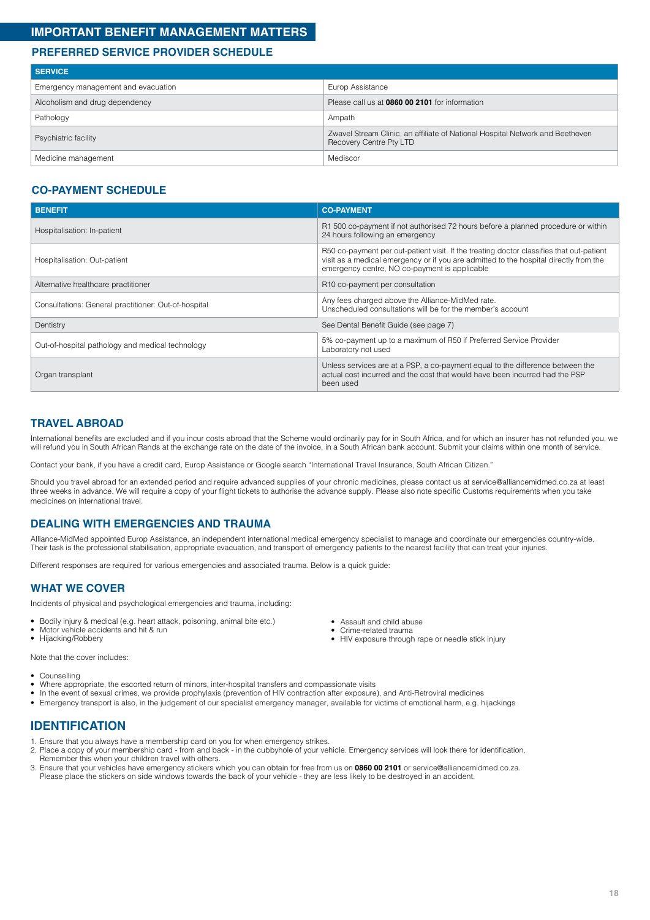# IMPORTANT BENEFIT MANAGEMENT MATTERS

## PREFERRED SERVICE PROVIDER SCHEDULE

| SERVICE | |
|---|---|
| Emergency management and evacuation | Europ Assistance |
| Alcoholism and drug dependency | Please call us at **0860 00 2101** for information |
| Pathology | Ampath |
| Psychiatric facility | Zwavel Stream Clinic, an affiliate of National Hospital Network and Beethoven Recovery Centre Pty LTD |
| Medicine management | Mediscor |

## CO-PAYMENT SCHEDULE

| BENEFIT | CO-PAYMENT |
|---|---|
| Hospitalisation: In-patient | R1 500 co-payment if not authorised 72 hours before a planned procedure or within 24 hours following an emergency |
| Hospitalisation: Out-patient | R50 co-payment per out-patient visit. If the treating doctor classifies that out-patient visit as a medical emergency or if you are admitted to the hospital directly from the emergency centre, NO co-payment is applicable |
| Alternative healthcare practitioner | R10 co-payment per consultation |
| Consultations: General practitioner: Out-of-hospital | Any fees charged above the Alliance-MidMed rate. Unscheduled consultations will be for the member's account |
| Dentistry | See Dental Benefit Guide (see page 7) |
| Out-of-hospital pathology and medical technology | 5% co-payment up to a maximum of R50 if Preferred Service Provider Laboratory not used |
| Organ transplant | Unless services are at a PSP, a co-payment equal to the difference between the actual cost incurred and the cost that would have been incurred had the PSP been used |

## TRAVEL ABROAD

International benefits are excluded and if you incur costs abroad that the Scheme would ordinarily pay for in South Africa, and for which an insurer has not refunded you, we will refund you in South African Rands at the exchange rate on the date of the invoice, in a South African bank account. Submit your claims within one month of service.

Contact your bank, if you have a credit card, Europ Assistance or Google search "International Travel Insurance, South African Citizen."

Should you travel abroad for an extended period and require advanced supplies of your chronic medicines, please contact us at service@alliancemidmed.co.za at least three weeks in advance. We will require a copy of your flight tickets to authorise the advance supply. Please also note specific Customs requirements when you take medicines on international travel.

## DEALING WITH EMERGENCIES AND TRAUMA

Alliance-MidMed appointed Europ Assistance, an independent international medical emergency specialist to manage and coordinate our emergencies country-wide. Their task is the professional stabilisation, appropriate evacuation, and transport of emergency patients to the nearest facility that can treat your injuries.

Different responses are required for various emergencies and associated trauma. Below is a quick guide:

## WHAT WE COVER

Incidents of physical and psychological emergencies and trauma, including:

- Bodily injury & medical (e.g. heart attack, poisoning, animal bite etc.)
- Motor vehicle accidents and hit & run
- Hijacking/Robbery
- Assault and child abuse
- Crime-related trauma
- HIV exposure through rape or needle stick injury

Note that the cover includes:

- Counselling
- Where appropriate, the escorted return of minors, inter-hospital transfers and compassionate visits
- In the event of sexual crimes, we provide prophylaxis (prevention of HIV contraction after exposure), and Anti-Retroviral medicines
- Emergency transport is also, in the judgement of our specialist emergency manager, available for victims of emotional harm, e.g. hijackings

## IDENTIFICATION

1. Ensure that you always have a membership card on you for when emergency strikes.
2. Place a copy of your membership card - from and back - in the cubbyhole of your vehicle. Emergency services will look there for identification. Remember this when your children travel with others.
3. Ensure that your vehicles have emergency stickers which you can obtain for free from us on **0860 00 2101** or service@alliancemidmed.co.za. Please place the stickers on side windows towards the back of your vehicle - they are less likely to be destroyed in an accident.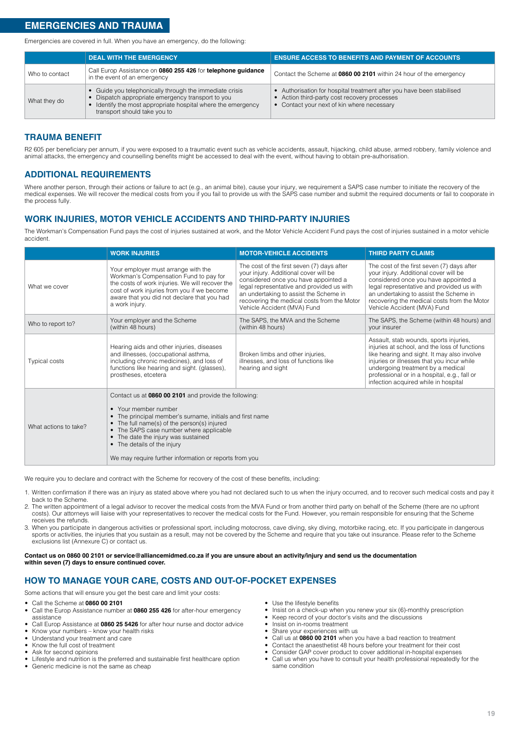## EMERGENCIES AND TRAUMA

Emergencies are covered in full. When you have an emergency, do the following:

| | DEAL WITH THE EMERGENCY | ENSURE ACCESS TO BENEFITS AND PAYMENT OF ACCOUNTS |
|---|---|---|
| Who to contact | Call Europ Assistance on **0860 255 426** for **telephone guidance** in the event of an emergency | Contact the Scheme at **0860 00 2101** within 24 hour of the emergency |
| What they do | • Guide you telephonically through the immediate crisis<br>• Dispatch appropriate emergency transport to you<br>• Identify the most appropriate hospital where the emergency transport should take you to | • Authorisation for hospital treatment after you have been stabilised<br>• Action third-party cost recovery processes<br>• Contact your next of kin where necessary |

## TRAUMA BENEFIT

R2 605 per beneficiary per annum, if you were exposed to a traumatic event such as vehicle accidents, assault, hijacking, child abuse, armed robbery, family violence and animal attacks, the emergency and counselling benefits might be accessed to deal with the event, without having to obtain pre-authorisation.

## ADDITIONAL REQUIREMENTS

Where another person, through their actions or failure to act (e.g., an animal bite), cause your injury, we requirement a SAPS case number to initiate the recovery of the medical expenses. We will recover the medical costs from you if you fail to provide us with the SAPS case number and submit the required documents or fail to cooporate in the process fully.

## WORK INJURIES, MOTOR VEHICLE ACCIDENTS AND THIRD-PARTY INJURIES

The Workman's Compensation Fund pays the cost of injuries sustained at work, and the Motor Vehicle Accident Fund pays the cost of injuries sustained in a motor vehicle accident.

| | WORK INJURIES | MOTOR-VEHICLE ACCIDENTS | THIRD PARTY CLAIMS |
|---|---|---|---|
| What we cover | Your employer must arrange with the Workman's Compensation Fund to pay for the costs of work injuries. We will recover the cost of work injuries from you if we become aware that you did not declare that you had a work injury. | The cost of the first seven (7) days after your injury. Additional cover will be considered once you have appointed a legal representative and provided us with an undertaking to assist the Scheme in recovering the medical costs from the Motor Vehicle Accident (MVA) Fund | The cost of the first seven (7) days after your injury. Additional cover will be considered once you have appointed a legal representative and provided us with an undertaking to assist the Scheme in recovering the medical costs from the Motor Vehicle Accident (MVA) Fund |
| Who to report to? | Your employer and the Scheme (within 48 hours) | The SAPS, the MVA and the Scheme (within 48 hours) | The SAPS, the Scheme (within 48 hours) and your insurer |
| Typical costs | Hearing aids and other injuries, diseases and illnesses, (occupational asthma, including chronic medicines), and loss of functions like hearing and sight. (glasses), prostheses, etcetera | Broken limbs and other injuries, illnesses, and loss of functions like hearing and sight | Assault, stab wounds, sports injuries, injuries at school, and the loss of functions like hearing and sight. It may also involve injuries or illnesses that you incur while undergoing treatment by a medical professional or in a hospital, e.g., fall or infection acquired while in hospital |
| What actions to take? | Contact us at **0860 00 2101** and provide the following:<br><br>• Your member number<br>• The principal member's surname, initials and first name<br>• The full name(s) of the person(s) injured<br>• The SAPS case number where applicable<br>• The date the injury was sustained<br>• The details of the injury<br><br>We may require further information or reports from you | | |

We require you to declare and contract with the Scheme for recovery of the cost of these benefits, including:

1. Written confirmation if there was an injury as stated above where you had not declared such to us when the injury occurred, and to recover such medical costs and pay it back to the Scheme.
2. The written appointment of a legal advisor to recover the medical costs from the MVA Fund or from another third party on behalf of the Scheme (there are no upfront costs). Our attorneys will liaise with your representatives to recover the medical costs for the Fund. However, you remain responsible for ensuring that the Scheme receives the refunds.
3. When you participate in dangerous activities or professional sport, including motocross, cave diving, sky diving, motorbike racing, etc. If you participate in dangerous sports or activities, the injuries that you sustain as a result, may not be covered by the Scheme and require that you take out insurance. Please refer to the Scheme exclusions list (Annexure C) or contact us.

**Contact us on 0860 00 2101 or service@alliancemidmed.co.za if you are unsure about an activity/injury and send us the documentation within seven (7) days to ensure continued cover.**

## HOW TO MANAGE YOUR CARE, COSTS AND OUT-OF-POCKET EXPENSES

Some actions that will ensure you get the best care and limit your costs:

- Call the Scheme at **0860 00 2101**
- Call the Europ Assistance number at **0860 255 426** for after-hour emergency assistance
- Call Europ Assistance at **0860 25 5426** for after hour nurse and doctor advice
- Know your numbers – know your health risks
- Understand your treatment and care
- Know the full cost of treatment
- Ask for second opinions
- Lifestyle and nutrition is the preferred and sustainable first healthcare option
- Generic medicine is not the same as cheap
- Use the lifestyle benefits
- Insist on a check-up when you renew your six (6)-monthly prescription
- Keep record of your doctor's visits and the discussions
- Insist on in-rooms treatment
- Share your experiences with us
- Call us at **0860 00 2101** when you have a bad reaction to treatment
- Contact the anaesthetist 48 hours before your treatment for their cost
- Consider GAP cover product to cover additional in-hospital expenses
- Call us when you have to consult your health professional repeatedly for the same condition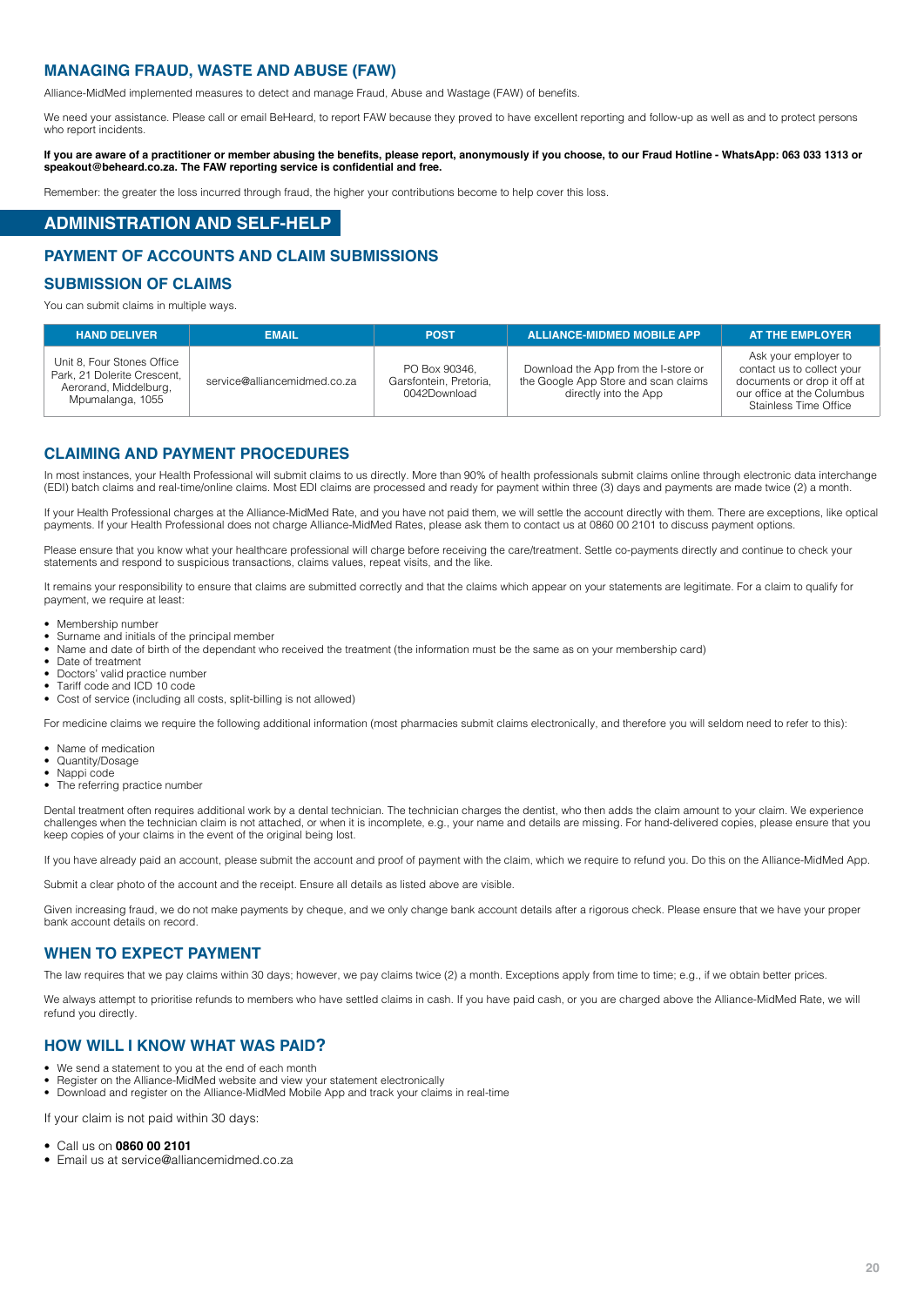## MANAGING FRAUD, WASTE AND ABUSE (FAW)

Alliance-MidMed implemented measures to detect and manage Fraud, Abuse and Wastage (FAW) of benefits.

We need your assistance. Please call or email BeHeard, to report FAW because they proved to have excellent reporting and follow-up as well as and to protect persons who report incidents.

**If you are aware of a practitioner or member abusing the benefits, please report, anonymously if you choose, to our Fraud Hotline - WhatsApp: 063 033 1313 or speakout@beheard.co.za. The FAW reporting service is confidential and free.**

Remember: the greater the loss incurred through fraud, the higher your contributions become to help cover this loss.

# ADMINISTRATION AND SELF-HELP

## PAYMENT OF ACCOUNTS AND CLAIM SUBMISSIONS

## SUBMISSION OF CLAIMS

You can submit claims in multiple ways.

| HAND DELIVER | EMAIL | POST | ALLIANCE-MIDMED MOBILE APP | AT THE EMPLOYER |
|---|---|---|---|---|
| Unit 8, Four Stones Office Park, 21 Dolerite Crescent, Aerorand, Middelburg, Mpumalanga, 1055 | service@alliancemidmed.co.za | PO Box 90346, Garsfontein, Pretoria, 0042Download | Download the App from the I-store or the Google App Store and scan claims directly into the App | Ask your employer to contact us to collect your documents or drop it off at our office at the Columbus Stainless Time Office |

## CLAIMING AND PAYMENT PROCEDURES

In most instances, your Health Professional will submit claims to us directly. More than 90% of health professionals submit claims online through electronic data interchange (EDI) batch claims and real-time/online claims. Most EDI claims are processed and ready for payment within three (3) days and payments are made twice (2) a month.

If your Health Professional charges at the Alliance-MidMed Rate, and you have not paid them, we will settle the account directly with them. There are exceptions, like optical payments. If your Health Professional does not charge Alliance-MidMed Rates, please ask them to contact us at 0860 00 2101 to discuss payment options.

Please ensure that you know what your healthcare professional will charge before receiving the care/treatment. Settle co-payments directly and continue to check your statements and respond to suspicious transactions, claims values, repeat visits, and the like.

It remains your responsibility to ensure that claims are submitted correctly and that the claims which appear on your statements are legitimate. For a claim to qualify for payment, we require at least:

- Membership number
- Surname and initials of the principal member
- Name and date of birth of the dependant who received the treatment (the information must be the same as on your membership card)
- Date of treatment
- Doctors' valid practice number
- Tariff code and ICD 10 code
- Cost of service (including all costs, split-billing is not allowed)

For medicine claims we require the following additional information (most pharmacies submit claims electronically, and therefore you will seldom need to refer to this):

- Name of medication
- Quantity/Dosage
- Nappi code
- The referring practice number

Dental treatment often requires additional work by a dental technician. The technician charges the dentist, who then adds the claim amount to your claim. We experience challenges when the technician claim is not attached, or when it is incomplete, e.g., your name and details are missing. For hand-delivered copies, please ensure that you keep copies of your claims in the event of the original being lost.

If you have already paid an account, please submit the account and proof of payment with the claim, which we require to refund you. Do this on the Alliance-MidMed App.

Submit a clear photo of the account and the receipt. Ensure all details as listed above are visible.

Given increasing fraud, we do not make payments by cheque, and we only change bank account details after a rigorous check. Please ensure that we have your proper bank account details on record.

## WHEN TO EXPECT PAYMENT

The law requires that we pay claims within 30 days; however, we pay claims twice (2) a month. Exceptions apply from time to time; e.g., if we obtain better prices.

We always attempt to prioritise refunds to members who have settled claims in cash. If you have paid cash, or you are charged above the Alliance-MidMed Rate, we will refund you directly.

## HOW WILL I KNOW WHAT WAS PAID?

- We send a statement to you at the end of each month
- Register on the Alliance-MidMed website and view your statement electronically
- Download and register on the Alliance-MidMed Mobile App and track your claims in real-time

If your claim is not paid within 30 days:

- Call us on **0860 00 2101**
- Email us at service@alliancemidmed.co.za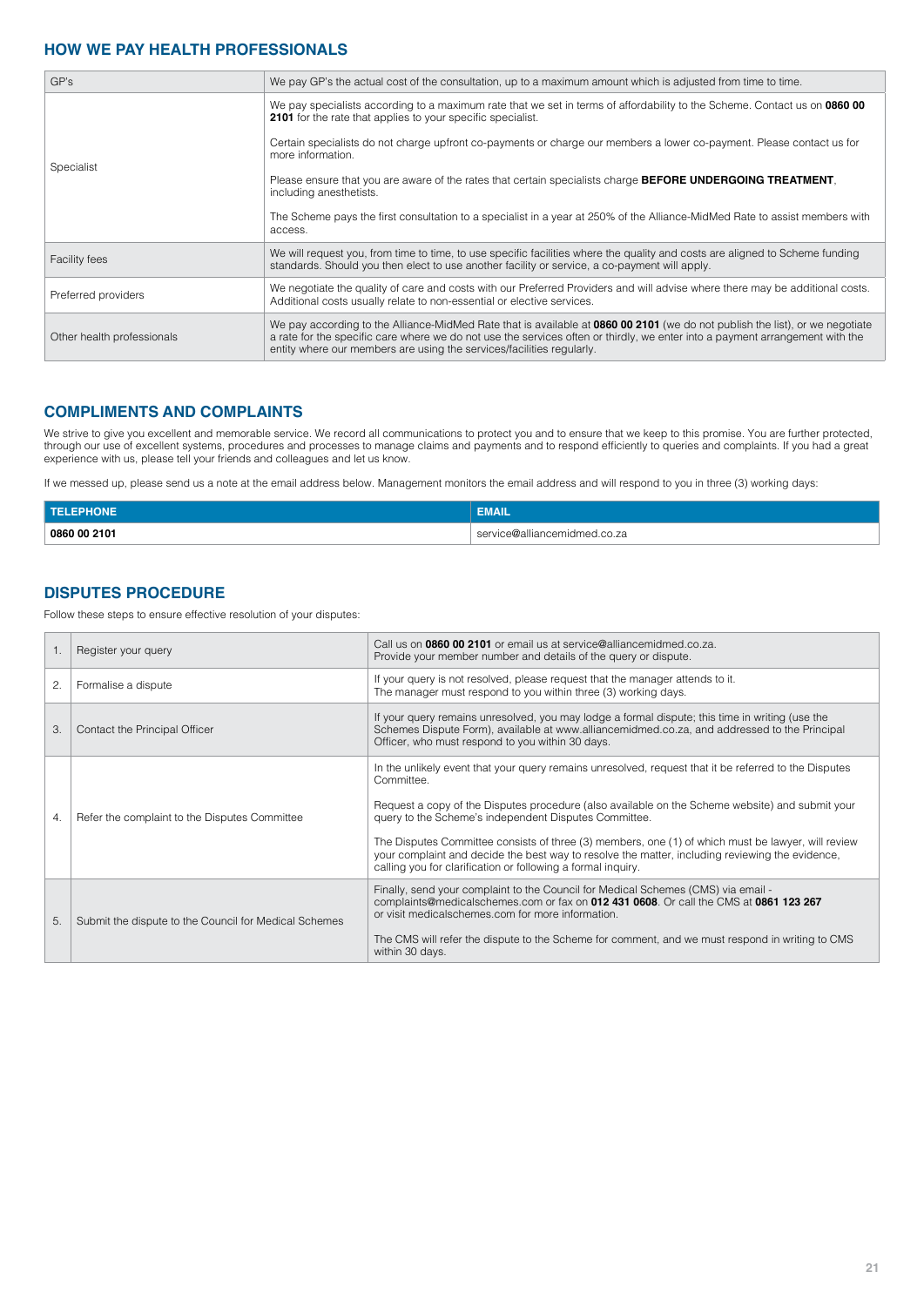## HOW WE PAY HEALTH PROFESSIONALS

| | |
|---|---|
| GP's | We pay GP's the actual cost of the consultation, up to a maximum amount which is adjusted from time to time. |
| Specialist | We pay specialists according to a maximum rate that we set in terms of affordability to the Scheme. Contact us on **0860 00 2101** for the rate that applies to your specific specialist.<br><br>Certain specialists do not charge upfront co-payments or charge our members a lower co-payment. Please contact us for more information.<br><br>Please ensure that you are aware of the rates that certain specialists charge **BEFORE UNDERGOING TREATMENT**, including anesthetists.<br><br>The Scheme pays the first consultation to a specialist in a year at 250% of the Alliance-MidMed Rate to assist members with access. |
| Facility fees | We will request you, from time to time, to use specific facilities where the quality and costs are aligned to Scheme funding standards. Should you then elect to use another facility or service, a co-payment will apply. |
| Preferred providers | We negotiate the quality of care and costs with our Preferred Providers and will advise where there may be additional costs. Additional costs usually relate to non-essential or elective services. |
| Other health professionals | We pay according to the Alliance-MidMed Rate that is available at **0860 00 2101** (we do not publish the list), or we negotiate a rate for the specific care where we do not use the services often or thirdly, we enter into a payment arrangement with the entity where our members are using the services/facilities regularly. |

## COMPLIMENTS AND COMPLAINTS

We strive to give you excellent and memorable service. We record all communications to protect you and to ensure that we keep to this promise. You are further protected, through our use of excellent systems, procedures and processes to manage claims and payments and to respond efficiently to queries and complaints. If you had a great experience with us, please tell your friends and colleagues and let us know.

If we messed up, please send us a note at the email address below. Management monitors the email address and will respond to you in three (3) working days:

| TELEPHONE | EMAIL |
|---|---|
| **0860 00 2101** | service@alliancemidmed.co.za |

## DISPUTES PROCEDURE

Follow these steps to ensure effective resolution of your disputes:

| | | |
|---|---|---|
| 1. | Register your query | Call us on **0860 00 2101** or email us at service@alliancemidmed.co.za.<br>Provide your member number and details of the query or dispute. |
| 2. | Formalise a dispute | If your query is not resolved, please request that the manager attends to it.<br>The manager must respond to you within three (3) working days. |
| 3. | Contact the Principal Officer | If your query remains unresolved, you may lodge a formal dispute; this time in writing (use the Schemes Dispute Form), available at www.alliancemidmed.co.za, and addressed to the Principal Officer, who must respond to you within 30 days. |
| 4. | Refer the complaint to the Disputes Committee | In the unlikely event that your query remains unresolved, request that it be referred to the Disputes Committee.<br><br>Request a copy of the Disputes procedure (also available on the Scheme website) and submit your query to the Scheme's independent Disputes Committee.<br><br>The Disputes Committee consists of three (3) members, one (1) of which must be lawyer, will review your complaint and decide the best way to resolve the matter, including reviewing the evidence, calling you for clarification or following a formal inquiry. |
| 5. | Submit the dispute to the Council for Medical Schemes | Finally, send your complaint to the Council for Medical Schemes (CMS) via email - complaints@medicalschemes.com or fax on **012 431 0608**. Or call the CMS at **0861 123 267** or visit medicalschemes.com for more information.<br><br>The CMS will refer the dispute to the Scheme for comment, and we must respond in writing to CMS within 30 days. |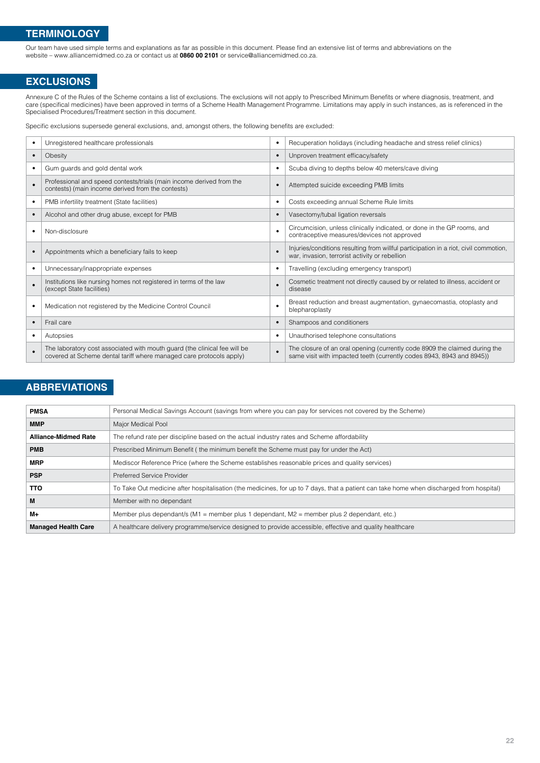## TERMINOLOGY

Our team have used simple terms and explanations as far as possible in this document. Please find an extensive list of terms and abbreviations on the website – www.alliancemidmed.co.za or contact us at **0860 00 2101** or service@alliancemidmed.co.za.

## EXCLUSIONS

Annexure C of the Rules of the Scheme contains a list of exclusions. The exclusions will not apply to Prescribed Minimum Benefits or where diagnosis, treatment, and care (specifical medicines) have been approved in terms of a Scheme Health Management Programme. Limitations may apply in such instances, as is referenced in the Specialised Procedures/Treatment section in this document.

Specific exclusions supersede general exclusions, and, amongst others, the following benefits are excluded:

| • | Unregistered healthcare professionals | • | Recuperation holidays (including headache and stress relief clinics) |
|---|---|---|---|
| • | Obesity | • | Unproven treatment efficacy/safety |
| • | Gum guards and gold dental work | • | Scuba diving to depths below 40 meters/cave diving |
| • | Professional and speed contests/trials (main income derived from the contests) (main income derived from the contests) | • | Attempted suicide exceeding PMB limits |
| • | PMB infertility treatment (State facilities) | • | Costs exceeding annual Scheme Rule limits |
| • | Alcohol and other drug abuse, except for PMB | • | Vasectomy/tubal ligation reversals |
| • | Non-disclosure | • | Circumcision, unless clinically indicated, or done in the GP rooms, and contraceptive measures/devices not approved |
| • | Appointments which a beneficiary fails to keep | • | Injuries/conditions resulting from willful participation in a riot, civil commotion, war, invasion, terrorist activity or rebellion |
| • | Unnecessary/inappropriate expenses | • | Travelling (excluding emergency transport) |
| • | Institutions like nursing homes not registered in terms of the law (except State facilities) | • | Cosmetic treatment not directly caused by or related to illness, accident or disease |
| • | Medication not registered by the Medicine Control Council | • | Breast reduction and breast augmentation, gynaecomastia, otoplasty and blepharoplasty |
| • | Frail care | • | Shampoos and conditioners |
| • | Autopsies | • | Unauthorised telephone consultations |
| • | The laboratory cost associated with mouth guard (the clinical fee will be covered at Scheme dental tariff where managed care protocols apply) | • | The closure of an oral opening (currently code 8909 the claimed during the same visit with impacted teeth (currently codes 8943, 8943 and 8945)) |

## ABBREVIATIONS

| **PMSA** | Personal Medical Savings Account (savings from where you can pay for services not covered by the Scheme) |
|---|---|
| **MMP** | Major Medical Pool |
| **Alliance-Midmed Rate** | The refund rate per discipline based on the actual industry rates and Scheme affordability |
| **PMB** | Prescribed Minimum Benefit ( the minimum benefit the Scheme must pay for under the Act) |
| **MRP** | Mediscor Reference Price (where the Scheme establishes reasonable prices and quality services) |
| **PSP** | Preferred Service Provider |
| **TTO** | To Take Out medicine after hospitalisation (the medicines, for up to 7 days, that a patient can take home when discharged from hospital) |
| **M** | Member with no dependant |
| **M+** | Member plus dependant/s (M1 = member plus 1 dependant, M2 = member plus 2 dependant, etc.) |
| **Managed Health Care** | A healthcare delivery programme/service designed to provide accessible, effective and quality healthcare |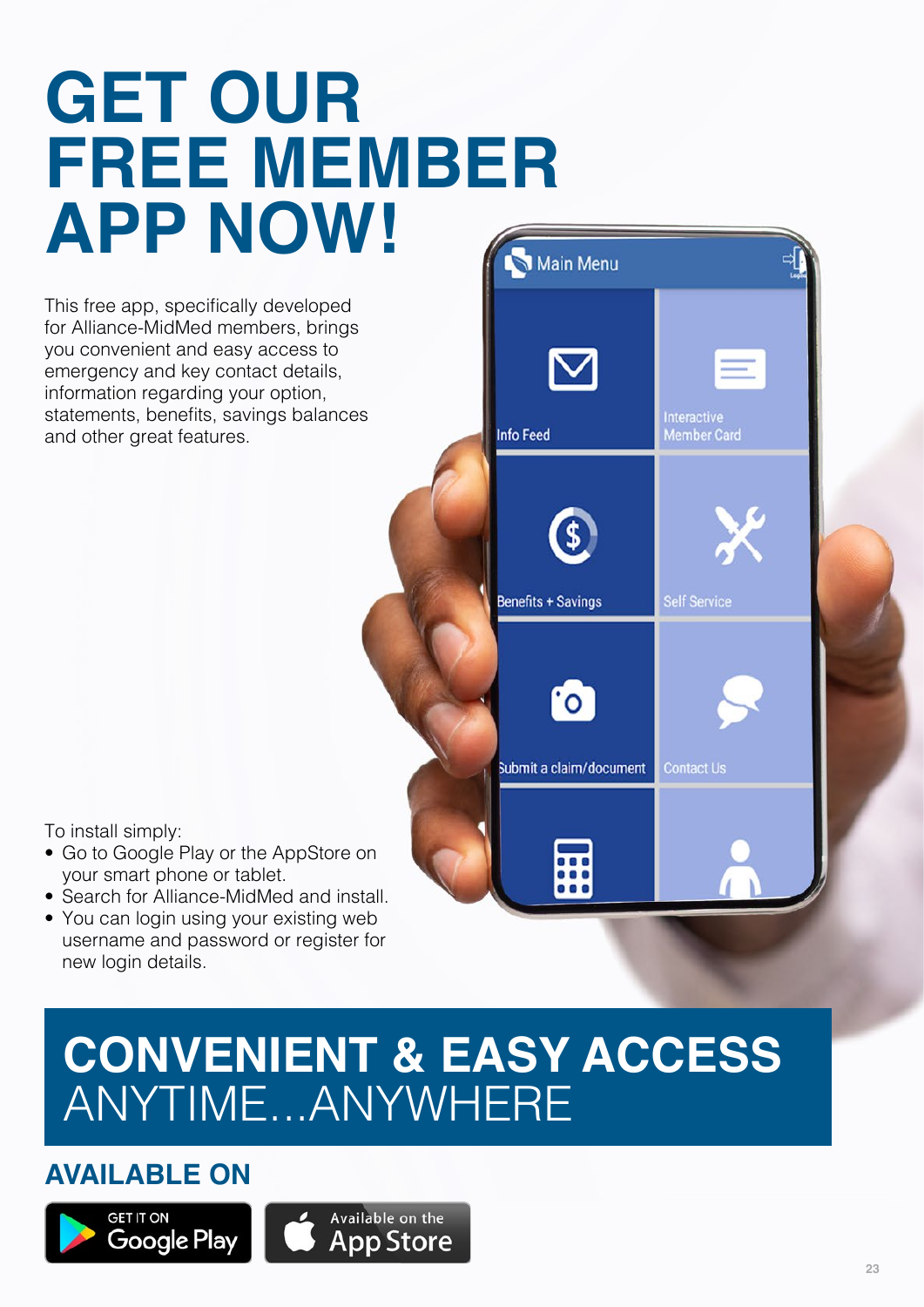# GET OUR FREE MEMBER APP NOW!

This free app, specifically developed for Alliance-MidMed members, brings you convenient and easy access to emergency and key contact details, information regarding your option, statements, benefits, savings balances and other great features.

To install simply:

- Go to Google Play or the AppStore on your smart phone or tablet.
- Search for Alliance-MidMed and install.
- You can login using your existing web username and password or register for new login details.

## CONVENIENT & EASY ACCESS ANYTIME...ANYWHERE

### AVAILABLE ON

GET IT ON Google Play

Available on the App Store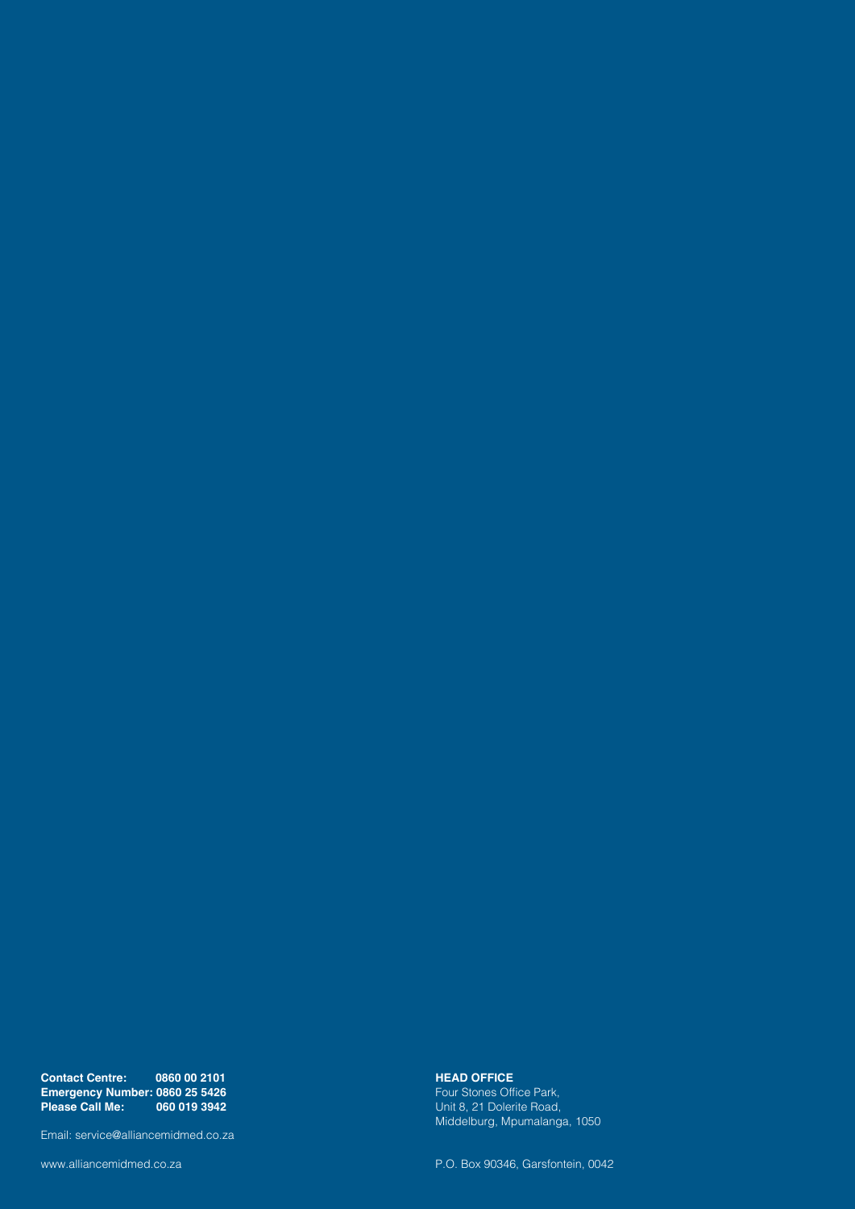**Contact Centre: 0860 00 2101**
**Emergency Number: 0860 25 5426**
**Please Call Me: 060 019 3942**

Email: service@alliancemidmed.co.za

www.alliancemidmed.co.za

**HEAD OFFICE**
Four Stones Office Park,
Unit 8, 21 Dolerite Road,
Middelburg, Mpumalanga, 1050

P.O. Box 90346, Garsfontein, 0042